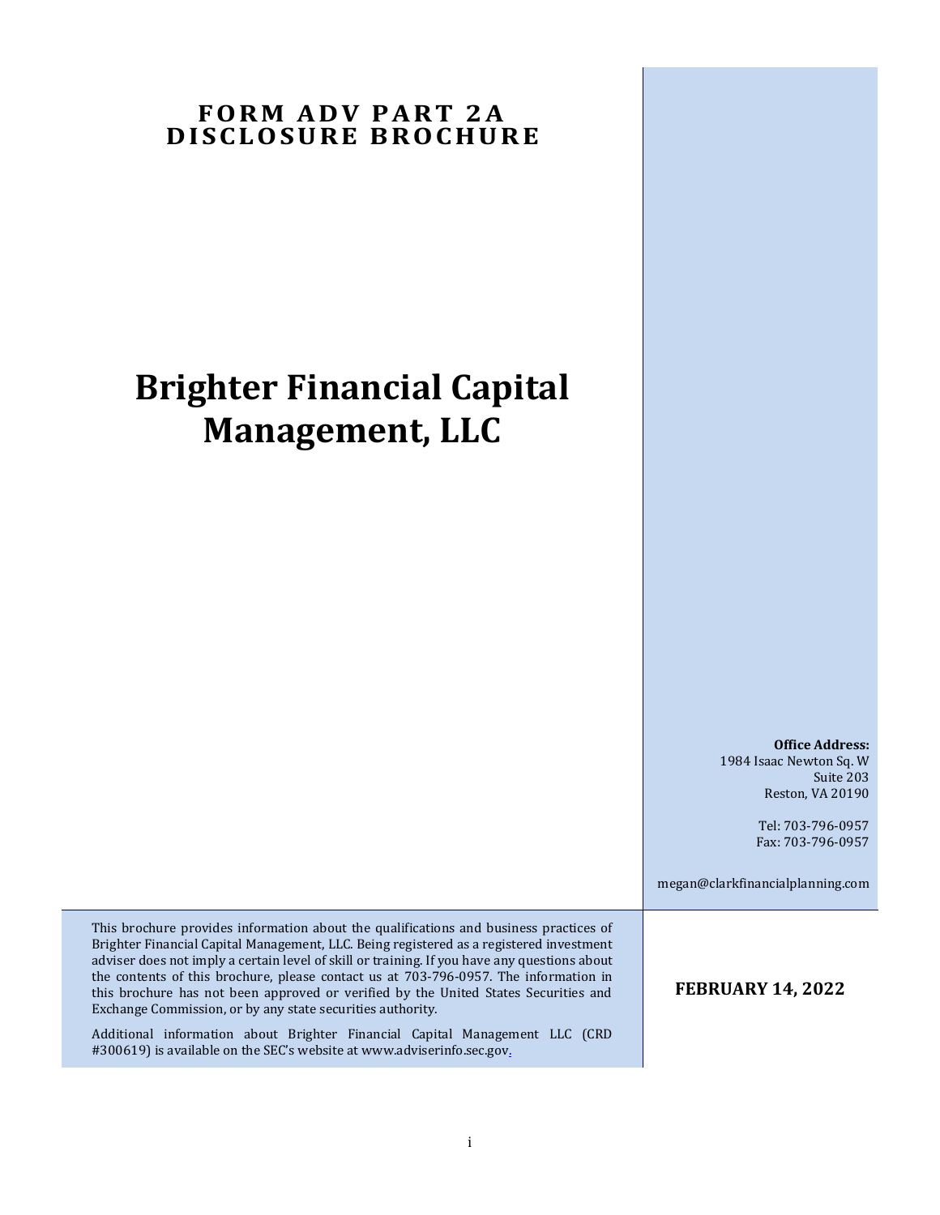# FORM ADV PART 2A DISCLOSURE BROCHURE

# Brighter Financial Capital Management, LLC

**Office Address:**
1984 Isaac Newton Sq. W
Suite 203
Reston, VA 20190

Tel: 703-796-0957
Fax: 703-796-0957

megan@clarkfinancialplanning.com

This brochure provides information about the qualifications and business practices of Brighter Financial Capital Management, LLC. Being registered as a registered investment adviser does not imply a certain level of skill or training. If you have any questions about the contents of this brochure, please contact us at 703-796-0957. The information in this brochure has not been approved or verified by the United States Securities and Exchange Commission, or by any state securities authority.

Additional information about Brighter Financial Capital Management LLC (CRD #300619) is available on the SEC's website at www.adviserinfo.sec.gov.

**FEBRUARY 14, 2022**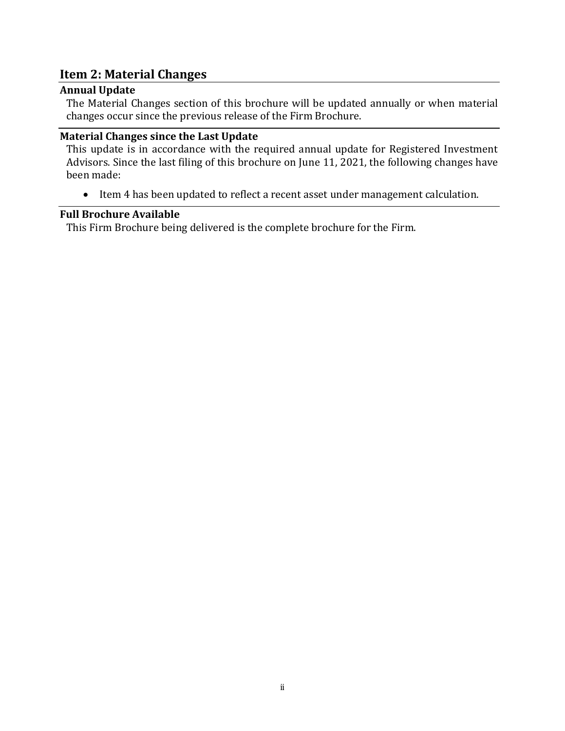## Item 2: Material Changes

### Annual Update

The Material Changes section of this brochure will be updated annually or when material changes occur since the previous release of the Firm Brochure.

### Material Changes since the Last Update

This update is in accordance with the required annual update for Registered Investment Advisors. Since the last filing of this brochure on June 11, 2021, the following changes have been made:

- Item 4 has been updated to reflect a recent asset under management calculation.

### Full Brochure Available

This Firm Brochure being delivered is the complete brochure for the Firm.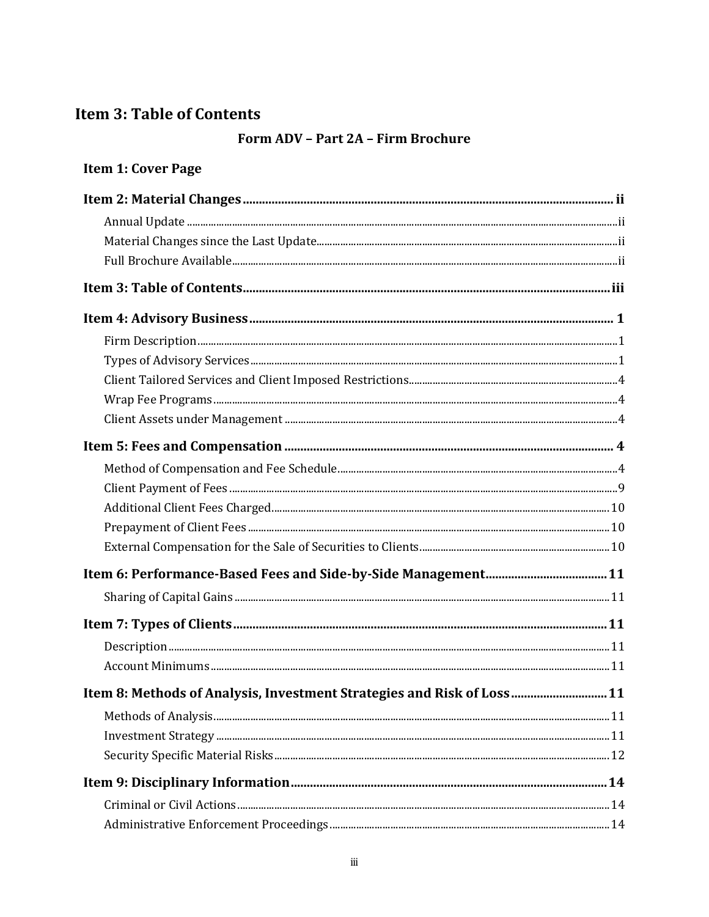# Item 3: Table of Contents

## Form ADV – Part 2A – Firm Brochure

**Item 1: Cover Page**

**Item 2: Material Changes ........ ii**

- Annual Update ........ ii
- Material Changes since the Last Update ........ ii
- Full Brochure Available ........ ii

**Item 3: Table of Contents ........ iii**

**Item 4: Advisory Business ........ 1**

- Firm Description ........ 1
- Types of Advisory Services ........ 1
- Client Tailored Services and Client Imposed Restrictions ........ 4
- Wrap Fee Programs ........ 4
- Client Assets under Management ........ 4

**Item 5: Fees and Compensation ........ 4**

- Method of Compensation and Fee Schedule ........ 4
- Client Payment of Fees ........ 9
- Additional Client Fees Charged ........ 10
- Prepayment of Client Fees ........ 10
- External Compensation for the Sale of Securities to Clients ........ 10

**Item 6: Performance-Based Fees and Side-by-Side Management ........ 11**

- Sharing of Capital Gains ........ 11

**Item 7: Types of Clients ........ 11**

- Description ........ 11
- Account Minimums ........ 11

**Item 8: Methods of Analysis, Investment Strategies and Risk of Loss ........ 11**

- Methods of Analysis ........ 11
- Investment Strategy ........ 11
- Security Specific Material Risks ........ 12

**Item 9: Disciplinary Information ........ 14**

- Criminal or Civil Actions ........ 14
- Administrative Enforcement Proceedings ........ 14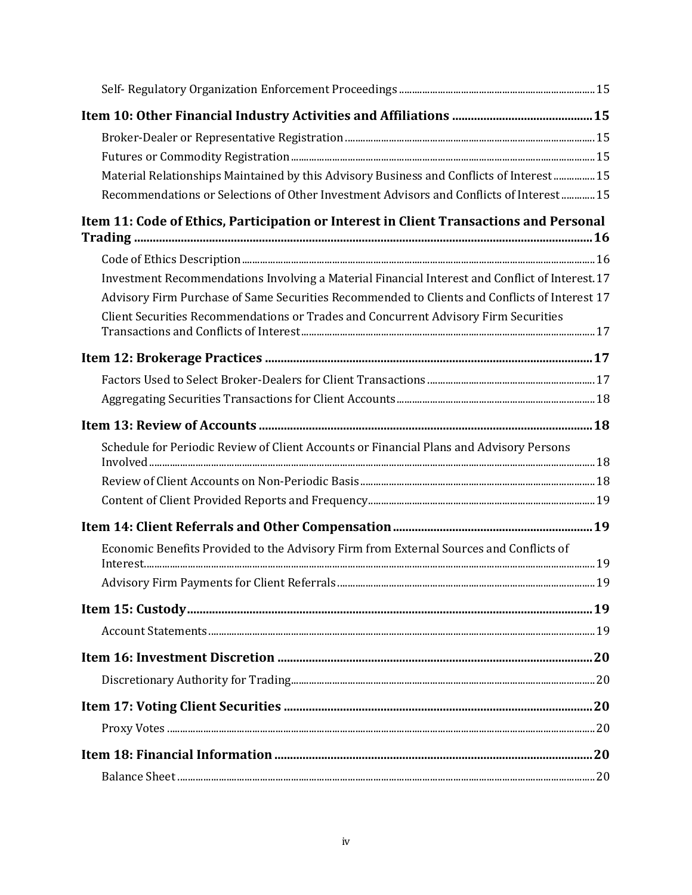Self- Regulatory Organization Enforcement Proceedings ........................................................................ 15

**Item 10: Other Financial Industry Activities and Affiliations ............................................ 15**

Broker-Dealer or Representative Registration ........................................................................................ 15

Futures or Commodity Registration ........................................................................................................ 15

Material Relationships Maintained by this Advisory Business and Conflicts of Interest ................ 15

Recommendations or Selections of Other Investment Advisors and Conflicts of Interest ............. 15

**Item 11: Code of Ethics, Participation or Interest in Client Transactions and Personal Trading ........................................................................................................................................ 16**

Code of Ethics Description ........................................................................................................................ 16

Investment Recommendations Involving a Material Financial Interest and Conflict of Interest. 17

Advisory Firm Purchase of Same Securities Recommended to Clients and Conflicts of Interest 17

Client Securities Recommendations or Trades and Concurrent Advisory Firm Securities Transactions and Conflicts of Interest ..................................................................................................... 17

**Item 12: Brokerage Practices ....................................................................................................... 17**

Factors Used to Select Broker-Dealers for Client Transactions ............................................................ 17

Aggregating Securities Transactions for Client Accounts ..................................................................... 18

**Item 13: Review of Accounts ......................................................................................................... 18**

Schedule for Periodic Review of Client Accounts or Financial Plans and Advisory Persons Involved ........................................................................................................................................................ 18

Review of Client Accounts on Non-Periodic Basis ................................................................................... 18

Content of Client Provided Reports and Frequency ................................................................................ 19

**Item 14: Client Referrals and Other Compensation .............................................................. 19**

Economic Benefits Provided to the Advisory Firm from External Sources and Conflicts of Interest ......................................................................................................................................................... 19

Advisory Firm Payments for Client Referrals ........................................................................................... 19

**Item 15: Custody ................................................................................................................................ 19**

Account Statements ...................................................................................................................................... 19

**Item 16: Investment Discretion .................................................................................................... 20**

Discretionary Authority for Trading ........................................................................................................... 20

**Item 17: Voting Client Securities .................................................................................................. 20**

Proxy Votes ...................................................................................................................................................... 20

**Item 18: Financial Information ..................................................................................................... 20**

Balance Sheet ................................................................................................................................................... 20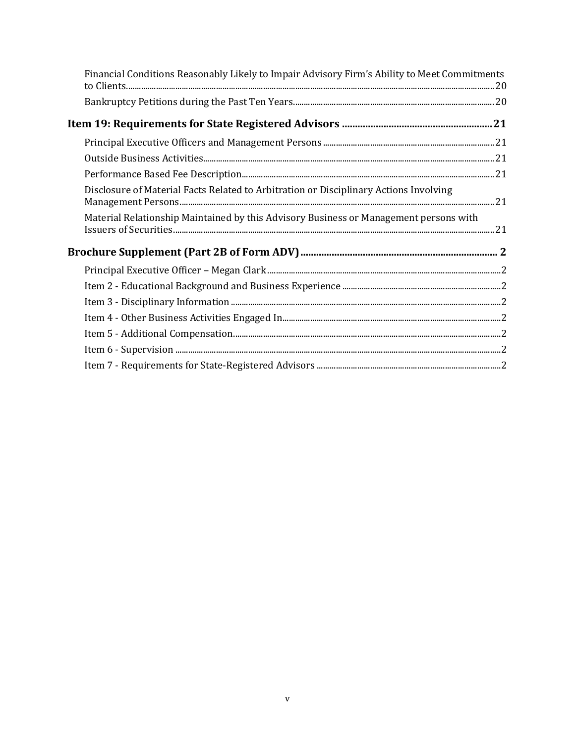Financial Conditions Reasonably Likely to Impair Advisory Firm's Ability to Meet Commitments to Clients.......20

Bankruptcy Petitions during the Past Ten Years.......20

**Item 19: Requirements for State Registered Advisors .......21**

Principal Executive Officers and Management Persons.......21

Outside Business Activities.......21

Performance Based Fee Description.......21

Disclosure of Material Facts Related to Arbitration or Disciplinary Actions Involving Management Persons.......21

Material Relationship Maintained by this Advisory Business or Management persons with Issuers of Securities.......21

**Brochure Supplement (Part 2B of Form ADV) ....... 2**

Principal Executive Officer – Megan Clark.......2

Item 2 - Educational Background and Business Experience .......2

Item 3 - Disciplinary Information .......2

Item 4 - Other Business Activities Engaged In.......2

Item 5 - Additional Compensation.......2

Item 6 - Supervision .......2

Item 7 - Requirements for State-Registered Advisors .......2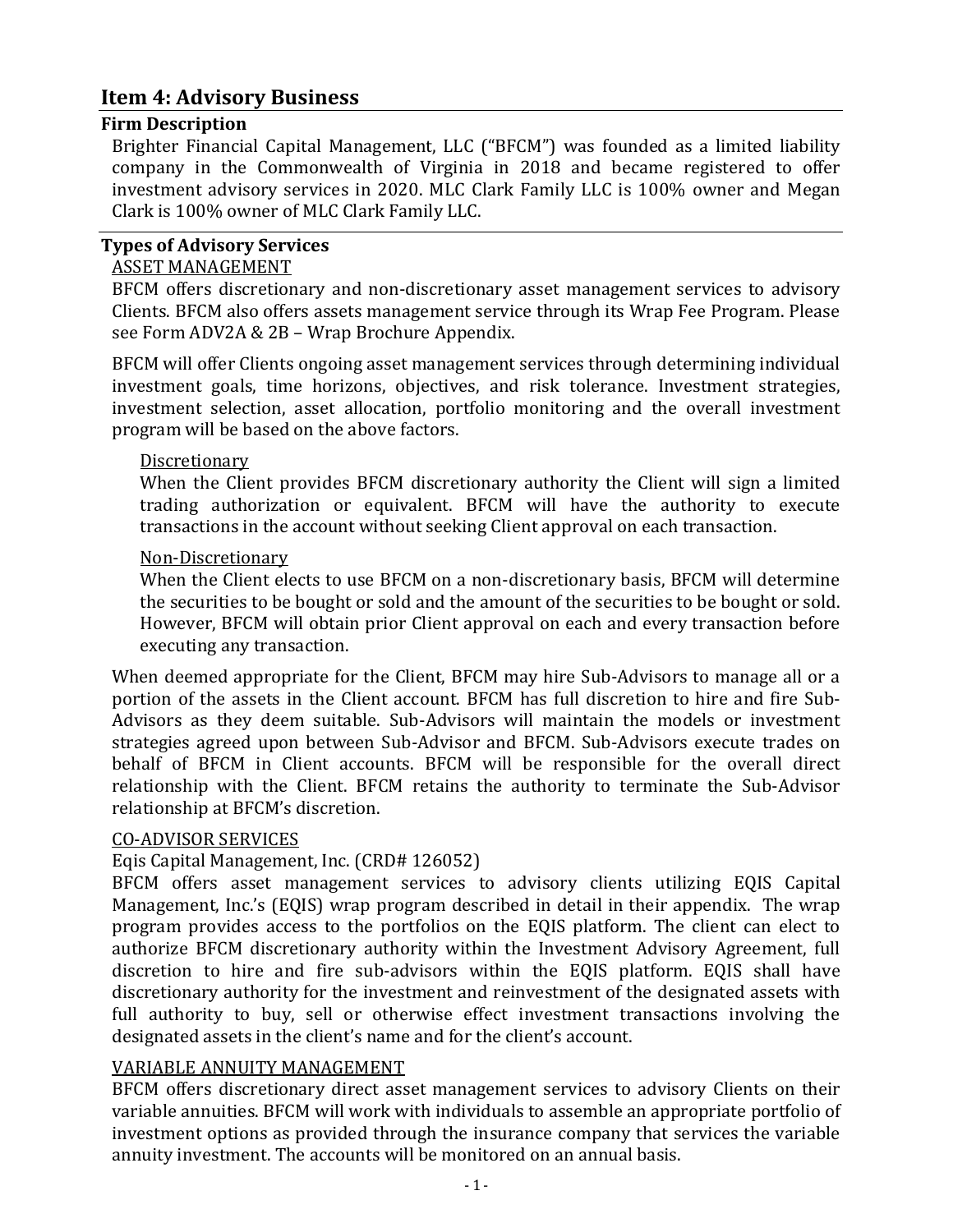## Item 4: Advisory Business

### Firm Description

Brighter Financial Capital Management, LLC ("BFCM") was founded as a limited liability company in the Commonwealth of Virginia in 2018 and became registered to offer investment advisory services in 2020. MLC Clark Family LLC is 100% owner and Megan Clark is 100% owner of MLC Clark Family LLC.

### Types of Advisory Services

ASSET MANAGEMENT

BFCM offers discretionary and non-discretionary asset management services to advisory Clients. BFCM also offers assets management service through its Wrap Fee Program. Please see Form ADV2A & 2B – Wrap Brochure Appendix.

BFCM will offer Clients ongoing asset management services through determining individual investment goals, time horizons, objectives, and risk tolerance. Investment strategies, investment selection, asset allocation, portfolio monitoring and the overall investment program will be based on the above factors.

Discretionary

When the Client provides BFCM discretionary authority the Client will sign a limited trading authorization or equivalent. BFCM will have the authority to execute transactions in the account without seeking Client approval on each transaction.

Non-Discretionary

When the Client elects to use BFCM on a non-discretionary basis, BFCM will determine the securities to be bought or sold and the amount of the securities to be bought or sold. However, BFCM will obtain prior Client approval on each and every transaction before executing any transaction.

When deemed appropriate for the Client, BFCM may hire Sub-Advisors to manage all or a portion of the assets in the Client account. BFCM has full discretion to hire and fire Sub-Advisors as they deem suitable. Sub-Advisors will maintain the models or investment strategies agreed upon between Sub-Advisor and BFCM. Sub-Advisors execute trades on behalf of BFCM in Client accounts. BFCM will be responsible for the overall direct relationship with the Client. BFCM retains the authority to terminate the Sub-Advisor relationship at BFCM's discretion.

CO-ADVISOR SERVICES

Eqis Capital Management, Inc. (CRD# 126052)

BFCM offers asset management services to advisory clients utilizing EQIS Capital Management, Inc.'s (EQIS) wrap program described in detail in their appendix. The wrap program provides access to the portfolios on the EQIS platform. The client can elect to authorize BFCM discretionary authority within the Investment Advisory Agreement, full discretion to hire and fire sub-advisors within the EQIS platform. EQIS shall have discretionary authority for the investment and reinvestment of the designated assets with full authority to buy, sell or otherwise effect investment transactions involving the designated assets in the client's name and for the client's account.

VARIABLE ANNUITY MANAGEMENT

BFCM offers discretionary direct asset management services to advisory Clients on their variable annuities. BFCM will work with individuals to assemble an appropriate portfolio of investment options as provided through the insurance company that services the variable annuity investment. The accounts will be monitored on an annual basis.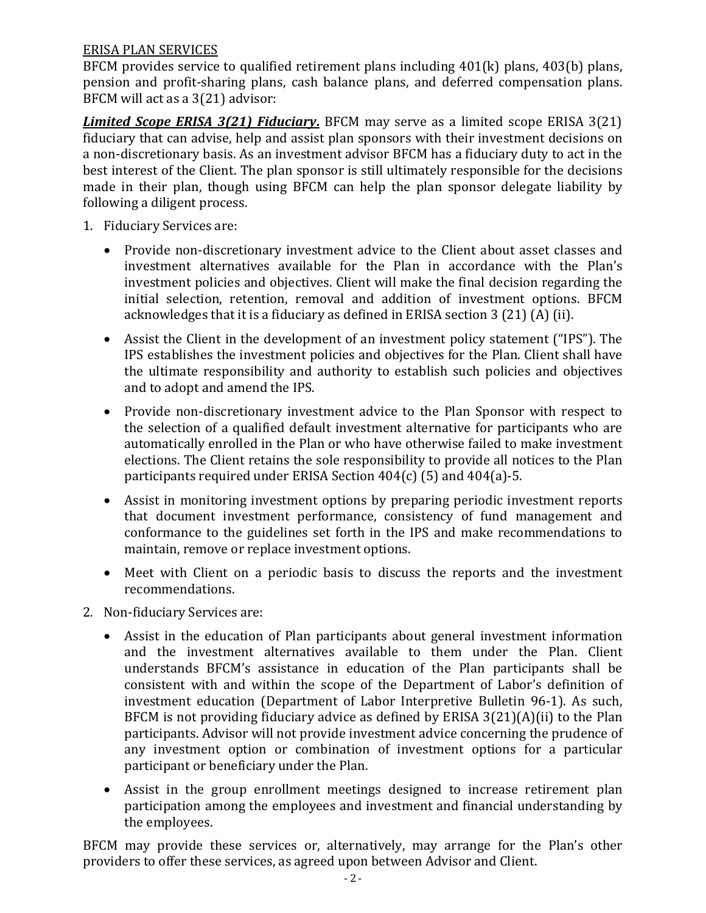<u>ERISA PLAN SERVICES</u>

BFCM provides service to qualified retirement plans including 401(k) plans, 403(b) plans, pension and profit-sharing plans, cash balance plans, and deferred compensation plans. BFCM will act as a 3(21) advisor:

***<u>Limited Scope ERISA 3(21) Fiduciary</u>.*** BFCM may serve as a limited scope ERISA 3(21) fiduciary that can advise, help and assist plan sponsors with their investment decisions on a non-discretionary basis. As an investment advisor BFCM has a fiduciary duty to act in the best interest of the Client. The plan sponsor is still ultimately responsible for the decisions made in their plan, though using BFCM can help the plan sponsor delegate liability by following a diligent process.

1. Fiduciary Services are:

   - Provide non-discretionary investment advice to the Client about asset classes and investment alternatives available for the Plan in accordance with the Plan's investment policies and objectives. Client will make the final decision regarding the initial selection, retention, removal and addition of investment options. BFCM acknowledges that it is a fiduciary as defined in ERISA section 3 (21) (A) (ii).
   - Assist the Client in the development of an investment policy statement ("IPS"). The IPS establishes the investment policies and objectives for the Plan. Client shall have the ultimate responsibility and authority to establish such policies and objectives and to adopt and amend the IPS.
   - Provide non-discretionary investment advice to the Plan Sponsor with respect to the selection of a qualified default investment alternative for participants who are automatically enrolled in the Plan or who have otherwise failed to make investment elections. The Client retains the sole responsibility to provide all notices to the Plan participants required under ERISA Section 404(c) (5) and 404(a)-5.
   - Assist in monitoring investment options by preparing periodic investment reports that document investment performance, consistency of fund management and conformance to the guidelines set forth in the IPS and make recommendations to maintain, remove or replace investment options.
   - Meet with Client on a periodic basis to discuss the reports and the investment recommendations.

2. Non-fiduciary Services are:

   - Assist in the education of Plan participants about general investment information and the investment alternatives available to them under the Plan. Client understands BFCM's assistance in education of the Plan participants shall be consistent with and within the scope of the Department of Labor's definition of investment education (Department of Labor Interpretive Bulletin 96-1). As such, BFCM is not providing fiduciary advice as defined by ERISA 3(21)(A)(ii) to the Plan participants. Advisor will not provide investment advice concerning the prudence of any investment option or combination of investment options for a particular participant or beneficiary under the Plan.
   - Assist in the group enrollment meetings designed to increase retirement plan participation among the employees and investment and financial understanding by the employees.

BFCM may provide these services or, alternatively, may arrange for the Plan's other providers to offer these services, as agreed upon between Advisor and Client.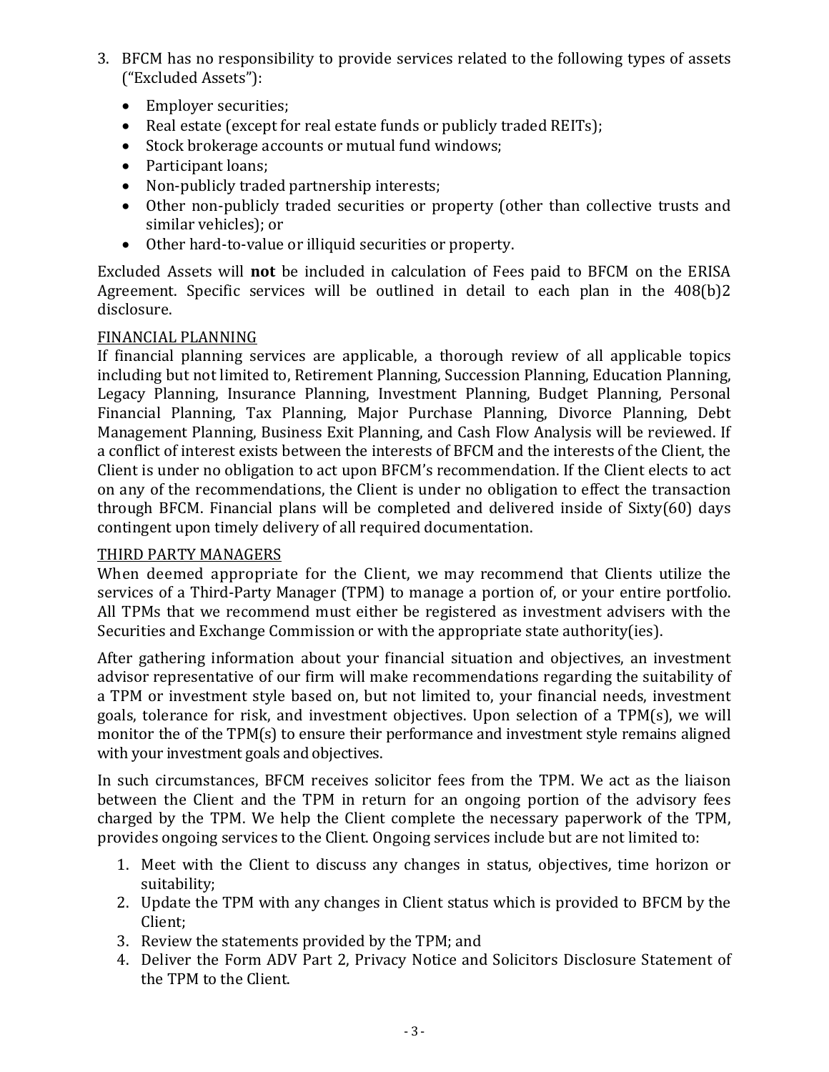3. BFCM has no responsibility to provide services related to the following types of assets ("Excluded Assets"):

   - Employer securities;
   - Real estate (except for real estate funds or publicly traded REITs);
   - Stock brokerage accounts or mutual fund windows;
   - Participant loans;
   - Non-publicly traded partnership interests;
   - Other non-publicly traded securities or property (other than collective trusts and similar vehicles); or
   - Other hard-to-value or illiquid securities or property.

Excluded Assets will **not** be included in calculation of Fees paid to BFCM on the ERISA Agreement. Specific services will be outlined in detail to each plan in the 408(b)2 disclosure.

FINANCIAL PLANNING

If financial planning services are applicable, a thorough review of all applicable topics including but not limited to, Retirement Planning, Succession Planning, Education Planning, Legacy Planning, Insurance Planning, Investment Planning, Budget Planning, Personal Financial Planning, Tax Planning, Major Purchase Planning, Divorce Planning, Debt Management Planning, Business Exit Planning, and Cash Flow Analysis will be reviewed. If a conflict of interest exists between the interests of BFCM and the interests of the Client, the Client is under no obligation to act upon BFCM's recommendation. If the Client elects to act on any of the recommendations, the Client is under no obligation to effect the transaction through BFCM. Financial plans will be completed and delivered inside of Sixty(60) days contingent upon timely delivery of all required documentation.

THIRD PARTY MANAGERS

When deemed appropriate for the Client, we may recommend that Clients utilize the services of a Third-Party Manager (TPM) to manage a portion of, or your entire portfolio. All TPMs that we recommend must either be registered as investment advisers with the Securities and Exchange Commission or with the appropriate state authority(ies).

After gathering information about your financial situation and objectives, an investment advisor representative of our firm will make recommendations regarding the suitability of a TPM or investment style based on, but not limited to, your financial needs, investment goals, tolerance for risk, and investment objectives. Upon selection of a TPM(s), we will monitor the of the TPM(s) to ensure their performance and investment style remains aligned with your investment goals and objectives.

In such circumstances, BFCM receives solicitor fees from the TPM. We act as the liaison between the Client and the TPM in return for an ongoing portion of the advisory fees charged by the TPM. We help the Client complete the necessary paperwork of the TPM, provides ongoing services to the Client. Ongoing services include but are not limited to:

1. Meet with the Client to discuss any changes in status, objectives, time horizon or suitability;
2. Update the TPM with any changes in Client status which is provided to BFCM by the Client;
3. Review the statements provided by the TPM; and
4. Deliver the Form ADV Part 2, Privacy Notice and Solicitors Disclosure Statement of the TPM to the Client.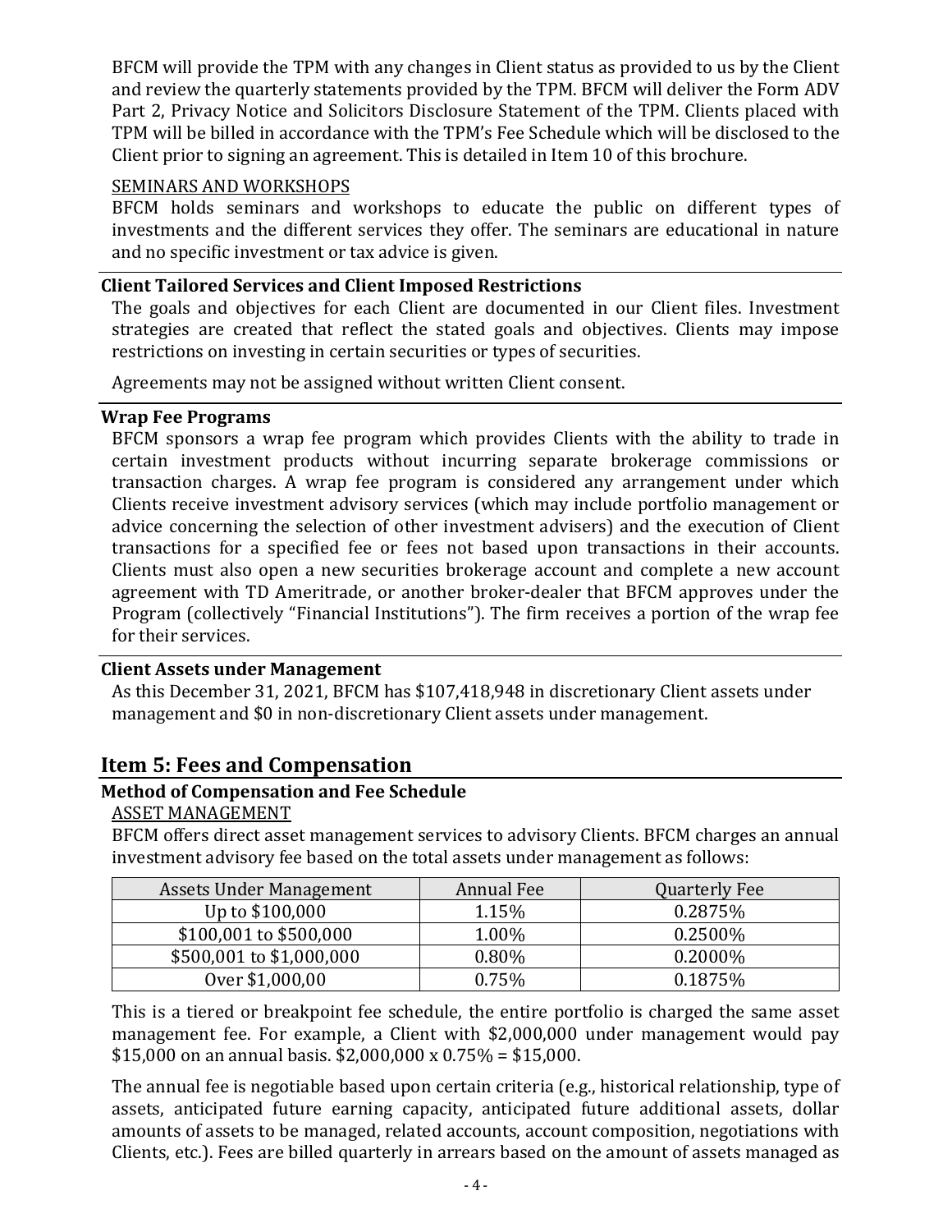BFCM will provide the TPM with any changes in Client status as provided to us by the Client and review the quarterly statements provided by the TPM. BFCM will deliver the Form ADV Part 2, Privacy Notice and Solicitors Disclosure Statement of the TPM. Clients placed with TPM will be billed in accordance with the TPM's Fee Schedule which will be disclosed to the Client prior to signing an agreement. This is detailed in Item 10 of this brochure.

SEMINARS AND WORKSHOPS

BFCM holds seminars and workshops to educate the public on different types of investments and the different services they offer. The seminars are educational in nature and no specific investment or tax advice is given.

### Client Tailored Services and Client Imposed Restrictions

The goals and objectives for each Client are documented in our Client files. Investment strategies are created that reflect the stated goals and objectives. Clients may impose restrictions on investing in certain securities or types of securities.

Agreements may not be assigned without written Client consent.

### Wrap Fee Programs

BFCM sponsors a wrap fee program which provides Clients with the ability to trade in certain investment products without incurring separate brokerage commissions or transaction charges. A wrap fee program is considered any arrangement under which Clients receive investment advisory services (which may include portfolio management or advice concerning the selection of other investment advisers) and the execution of Client transactions for a specified fee or fees not based upon transactions in their accounts. Clients must also open a new securities brokerage account and complete a new account agreement with TD Ameritrade, or another broker-dealer that BFCM approves under the Program (collectively "Financial Institutions"). The firm receives a portion of the wrap fee for their services.

### Client Assets under Management

As this December 31, 2021, BFCM has $107,418,948 in discretionary Client assets under management and $0 in non-discretionary Client assets under management.

## Item 5: Fees and Compensation

### Method of Compensation and Fee Schedule

ASSET MANAGEMENT

BFCM offers direct asset management services to advisory Clients. BFCM charges an annual investment advisory fee based on the total assets under management as follows:

| Assets Under Management | Annual Fee | Quarterly Fee |
|---|---|---|
| Up to $100,000 | 1.15% | 0.2875% |
| $100,001 to $500,000 | 1.00% | 0.2500% |
| $500,001 to $1,000,000 | 0.80% | 0.2000% |
| Over $1,000,00 | 0.75% | 0.1875% |

This is a tiered or breakpoint fee schedule, the entire portfolio is charged the same asset management fee. For example, a Client with $2,000,000 under management would pay $15,000 on an annual basis. $2,000,000 x 0.75% = $15,000.

The annual fee is negotiable based upon certain criteria (e.g., historical relationship, type of assets, anticipated future earning capacity, anticipated future additional assets, dollar amounts of assets to be managed, related accounts, account composition, negotiations with Clients, etc.). Fees are billed quarterly in arrears based on the amount of assets managed as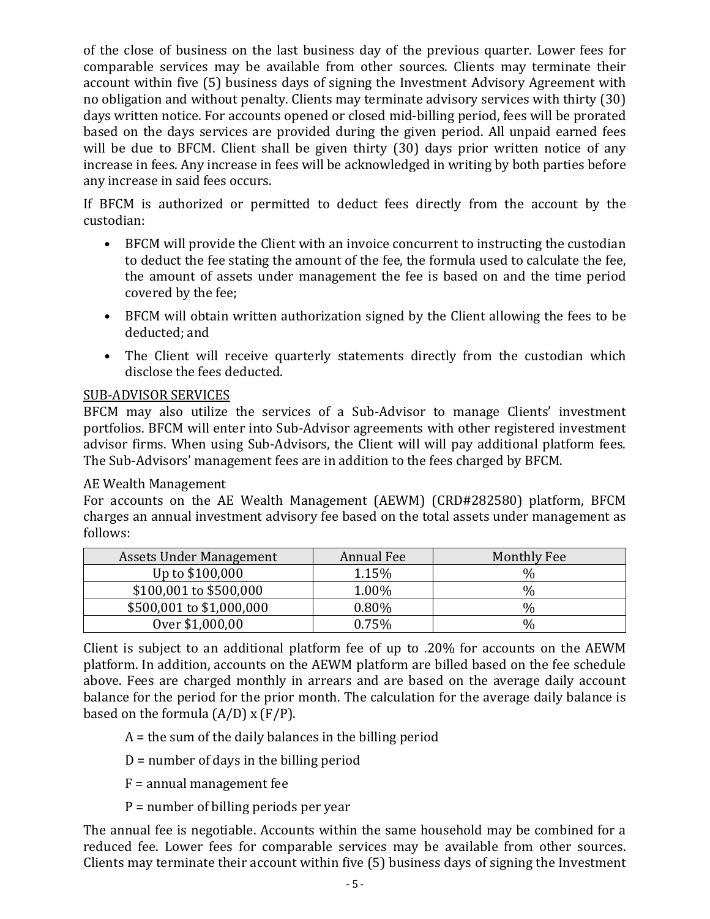of the close of business on the last business day of the previous quarter. Lower fees for comparable services may be available from other sources. Clients may terminate their account within five (5) business days of signing the Investment Advisory Agreement with no obligation and without penalty. Clients may terminate advisory services with thirty (30) days written notice. For accounts opened or closed mid-billing period, fees will be prorated based on the days services are provided during the given period. All unpaid earned fees will be due to BFCM. Client shall be given thirty (30) days prior written notice of any increase in fees. Any increase in fees will be acknowledged in writing by both parties before any increase in said fees occurs.

If BFCM is authorized or permitted to deduct fees directly from the account by the custodian:

- BFCM will provide the Client with an invoice concurrent to instructing the custodian to deduct the fee stating the amount of the fee, the formula used to calculate the fee, the amount of assets under management the fee is based on and the time period covered by the fee;
- BFCM will obtain written authorization signed by the Client allowing the fees to be deducted; and
- The Client will receive quarterly statements directly from the custodian which disclose the fees deducted.

<u>SUB-ADVISOR SERVICES</u>

BFCM may also utilize the services of a Sub-Advisor to manage Clients' investment portfolios. BFCM will enter into Sub-Advisor agreements with other registered investment advisor firms. When using Sub-Advisors, the Client will will pay additional platform fees. The Sub-Advisors' management fees are in addition to the fees charged by BFCM.

AE Wealth Management

For accounts on the AE Wealth Management (AEWM) (CRD#282580) platform, BFCM charges an annual investment advisory fee based on the total assets under management as follows:

| Assets Under Management | Annual Fee | Monthly Fee |
|---|---|---|
| Up to $100,000 | 1.15% | % |
| $100,001 to $500,000 | 1.00% | % |
| $500,001 to $1,000,000 | 0.80% | % |
| Over $1,000,00 | 0.75% | % |

Client is subject to an additional platform fee of up to .20% for accounts on the AEWM platform. In addition, accounts on the AEWM platform are billed based on the fee schedule above. Fees are charged monthly in arrears and are based on the average daily account balance for the period for the prior month. The calculation for the average daily balance is based on the formula $(A/D) \times (F/P)$.

A = the sum of the daily balances in the billing period

D = number of days in the billing period

F = annual management fee

P = number of billing periods per year

The annual fee is negotiable. Accounts within the same household may be combined for a reduced fee. Lower fees for comparable services may be available from other sources. Clients may terminate their account within five (5) business days of signing the Investment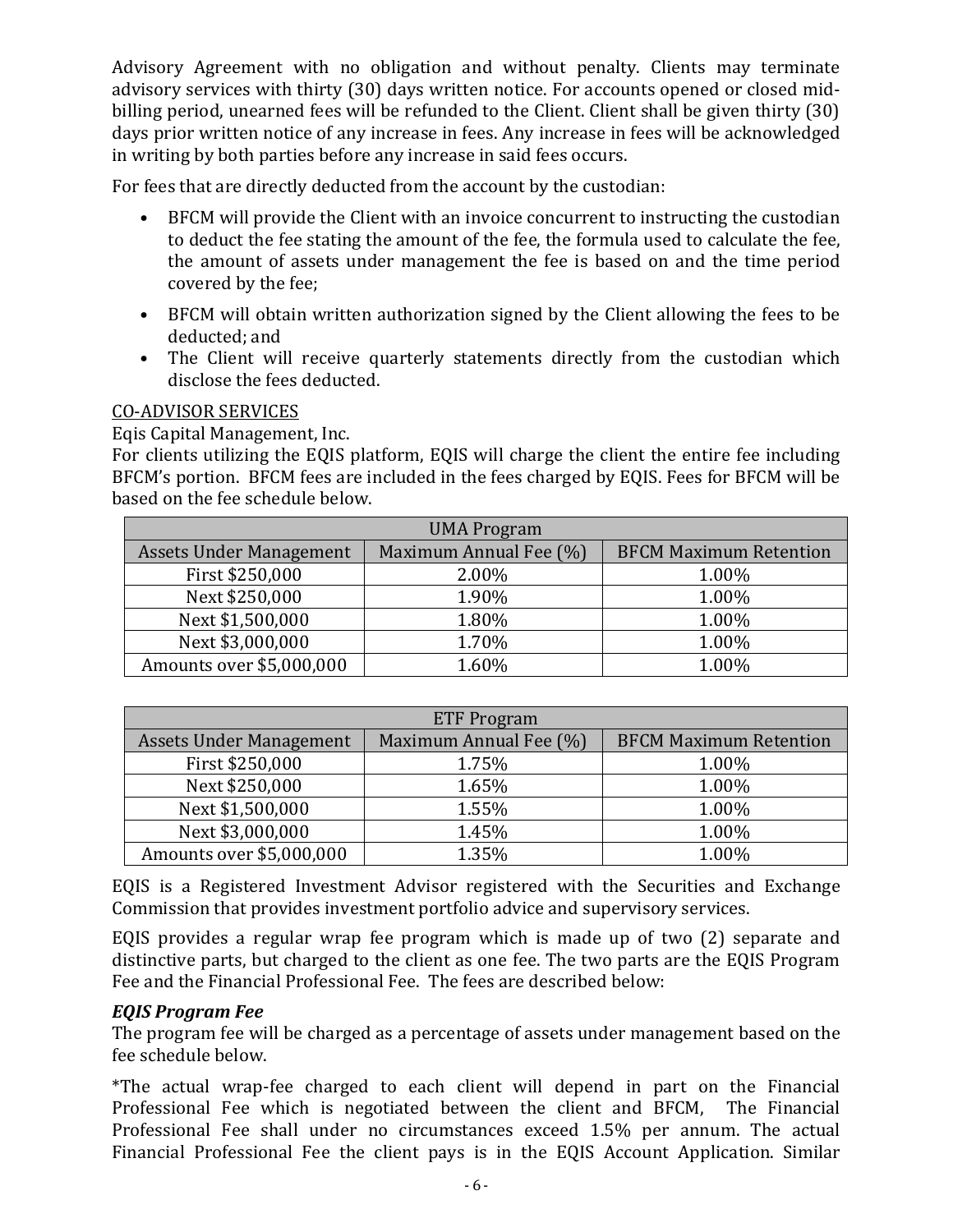Advisory Agreement with no obligation and without penalty. Clients may terminate advisory services with thirty (30) days written notice. For accounts opened or closed mid-billing period, unearned fees will be refunded to the Client. Client shall be given thirty (30) days prior written notice of any increase in fees. Any increase in fees will be acknowledged in writing by both parties before any increase in said fees occurs.

For fees that are directly deducted from the account by the custodian:

- BFCM will provide the Client with an invoice concurrent to instructing the custodian to deduct the fee stating the amount of the fee, the formula used to calculate the fee, the amount of assets under management the fee is based on and the time period covered by the fee;
- BFCM will obtain written authorization signed by the Client allowing the fees to be deducted; and
- The Client will receive quarterly statements directly from the custodian which disclose the fees deducted.

<u>CO-ADVISOR SERVICES</u>

Eqis Capital Management, Inc.

For clients utilizing the EQIS platform, EQIS will charge the client the entire fee including BFCM's portion. BFCM fees are included in the fees charged by EQIS. Fees for BFCM will be based on the fee schedule below.

| UMA Program | | |
|---|---|---|
| Assets Under Management | Maximum Annual Fee (%) | BFCM Maximum Retention |
| First $250,000 | 2.00% | 1.00% |
| Next $250,000 | 1.90% | 1.00% |
| Next $1,500,000 | 1.80% | 1.00% |
| Next $3,000,000 | 1.70% | 1.00% |
| Amounts over $5,000,000 | 1.60% | 1.00% |

| ETF Program | | |
|---|---|---|
| Assets Under Management | Maximum Annual Fee (%) | BFCM Maximum Retention |
| First $250,000 | 1.75% | 1.00% |
| Next $250,000 | 1.65% | 1.00% |
| Next $1,500,000 | 1.55% | 1.00% |
| Next $3,000,000 | 1.45% | 1.00% |
| Amounts over $5,000,000 | 1.35% | 1.00% |

EQIS is a Registered Investment Advisor registered with the Securities and Exchange Commission that provides investment portfolio advice and supervisory services.

EQIS provides a regular wrap fee program which is made up of two (2) separate and distinctive parts, but charged to the client as one fee. The two parts are the EQIS Program Fee and the Financial Professional Fee. The fees are described below:

***EQIS Program Fee***

The program fee will be charged as a percentage of assets under management based on the fee schedule below.

*The actual wrap-fee charged to each client will depend in part on the Financial Professional Fee which is negotiated between the client and BFCM, The Financial Professional Fee shall under no circumstances exceed 1.5% per annum. The actual Financial Professional Fee the client pays is in the EQIS Account Application. Similar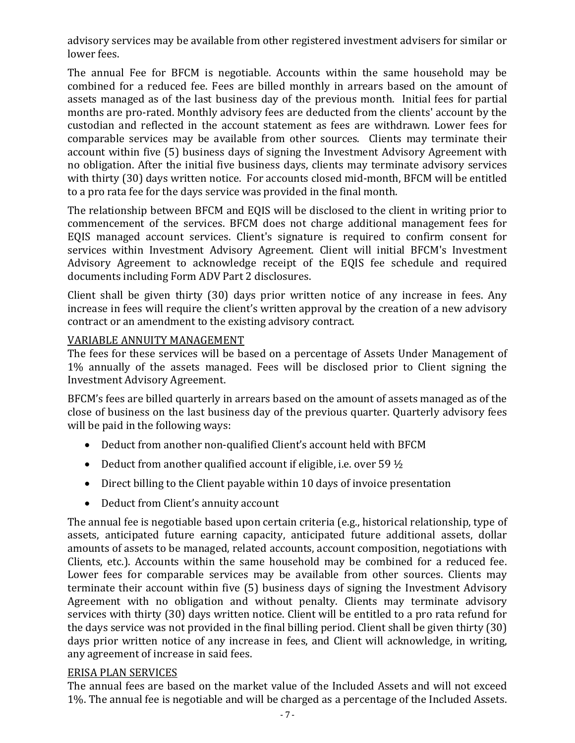advisory services may be available from other registered investment advisers for similar or lower fees.

The annual Fee for BFCM is negotiable. Accounts within the same household may be combined for a reduced fee. Fees are billed monthly in arrears based on the amount of assets managed as of the last business day of the previous month. Initial fees for partial months are pro-rated. Monthly advisory fees are deducted from the clients' account by the custodian and reflected in the account statement as fees are withdrawn. Lower fees for comparable services may be available from other sources. Clients may terminate their account within five (5) business days of signing the Investment Advisory Agreement with no obligation. After the initial five business days, clients may terminate advisory services with thirty (30) days written notice. For accounts closed mid-month, BFCM will be entitled to a pro rata fee for the days service was provided in the final month.

The relationship between BFCM and EQIS will be disclosed to the client in writing prior to commencement of the services. BFCM does not charge additional management fees for EQIS managed account services. Client's signature is required to confirm consent for services within Investment Advisory Agreement. Client will initial BFCM's Investment Advisory Agreement to acknowledge receipt of the EQIS fee schedule and required documents including Form ADV Part 2 disclosures.

Client shall be given thirty (30) days prior written notice of any increase in fees. Any increase in fees will require the client's written approval by the creation of a new advisory contract or an amendment to the existing advisory contract.

VARIABLE ANNUITY MANAGEMENT

The fees for these services will be based on a percentage of Assets Under Management of 1% annually of the assets managed. Fees will be disclosed prior to Client signing the Investment Advisory Agreement.

BFCM's fees are billed quarterly in arrears based on the amount of assets managed as of the close of business on the last business day of the previous quarter. Quarterly advisory fees will be paid in the following ways:

- Deduct from another non-qualified Client's account held with BFCM
- Deduct from another qualified account if eligible, i.e. over 59 ½
- Direct billing to the Client payable within 10 days of invoice presentation
- Deduct from Client's annuity account

The annual fee is negotiable based upon certain criteria (e.g., historical relationship, type of assets, anticipated future earning capacity, anticipated future additional assets, dollar amounts of assets to be managed, related accounts, account composition, negotiations with Clients, etc.). Accounts within the same household may be combined for a reduced fee. Lower fees for comparable services may be available from other sources. Clients may terminate their account within five (5) business days of signing the Investment Advisory Agreement with no obligation and without penalty. Clients may terminate advisory services with thirty (30) days written notice. Client will be entitled to a pro rata refund for the days service was not provided in the final billing period. Client shall be given thirty (30) days prior written notice of any increase in fees, and Client will acknowledge, in writing, any agreement of increase in said fees.

ERISA PLAN SERVICES

The annual fees are based on the market value of the Included Assets and will not exceed 1%. The annual fee is negotiable and will be charged as a percentage of the Included Assets.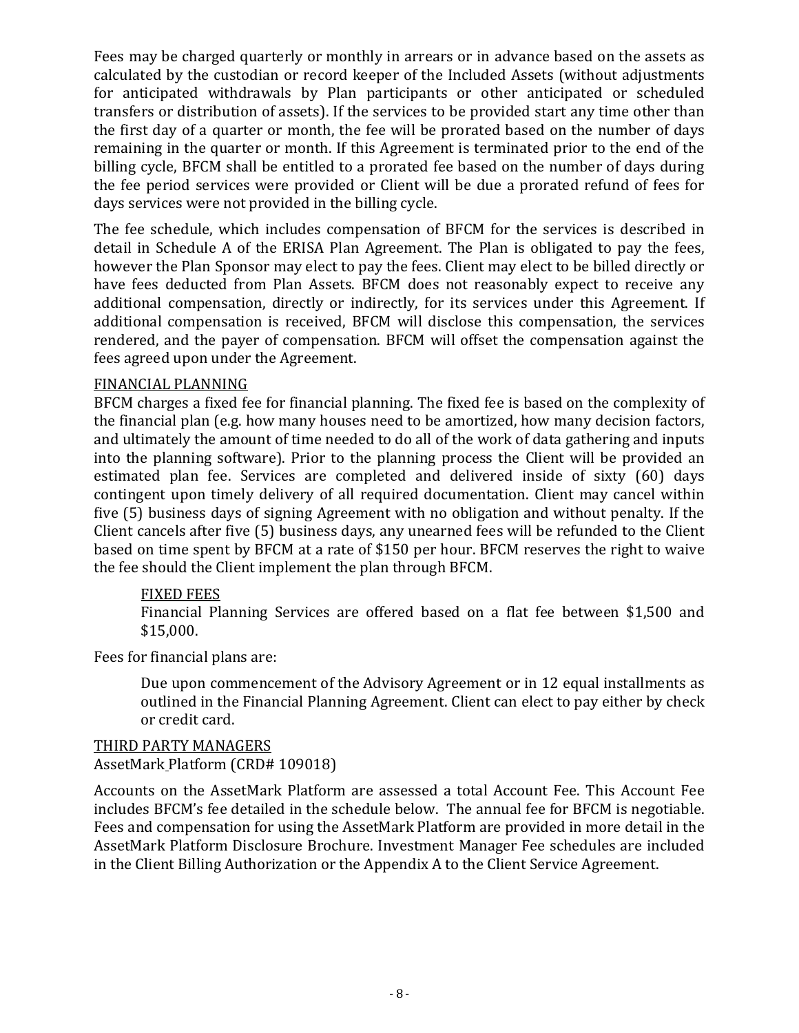Fees may be charged quarterly or monthly in arrears or in advance based on the assets as calculated by the custodian or record keeper of the Included Assets (without adjustments for anticipated withdrawals by Plan participants or other anticipated or scheduled transfers or distribution of assets). If the services to be provided start any time other than the first day of a quarter or month, the fee will be prorated based on the number of days remaining in the quarter or month. If this Agreement is terminated prior to the end of the billing cycle, BFCM shall be entitled to a prorated fee based on the number of days during the fee period services were provided or Client will be due a prorated refund of fees for days services were not provided in the billing cycle.

The fee schedule, which includes compensation of BFCM for the services is described in detail in Schedule A of the ERISA Plan Agreement. The Plan is obligated to pay the fees, however the Plan Sponsor may elect to pay the fees. Client may elect to be billed directly or have fees deducted from Plan Assets. BFCM does not reasonably expect to receive any additional compensation, directly or indirectly, for its services under this Agreement. If additional compensation is received, BFCM will disclose this compensation, the services rendered, and the payer of compensation. BFCM will offset the compensation against the fees agreed upon under the Agreement.

FINANCIAL PLANNING

BFCM charges a fixed fee for financial planning. The fixed fee is based on the complexity of the financial plan (e.g. how many houses need to be amortized, how many decision factors, and ultimately the amount of time needed to do all of the work of data gathering and inputs into the planning software). Prior to the planning process the Client will be provided an estimated plan fee. Services are completed and delivered inside of sixty (60) days contingent upon timely delivery of all required documentation. Client may cancel within five (5) business days of signing Agreement with no obligation and without penalty. If the Client cancels after five (5) business days, any unearned fees will be refunded to the Client based on time spent by BFCM at a rate of $150 per hour. BFCM reserves the right to waive the fee should the Client implement the plan through BFCM.

FIXED FEES

Financial Planning Services are offered based on a flat fee between $1,500 and $15,000.

Fees for financial plans are:

Due upon commencement of the Advisory Agreement or in 12 equal installments as outlined in the Financial Planning Agreement. Client can elect to pay either by check or credit card.

THIRD PARTY MANAGERS

AssetMark Platform (CRD# 109018)

Accounts on the AssetMark Platform are assessed a total Account Fee. This Account Fee includes BFCM's fee detailed in the schedule below. The annual fee for BFCM is negotiable. Fees and compensation for using the AssetMark Platform are provided in more detail in the AssetMark Platform Disclosure Brochure. Investment Manager Fee schedules are included in the Client Billing Authorization or the Appendix A to the Client Service Agreement.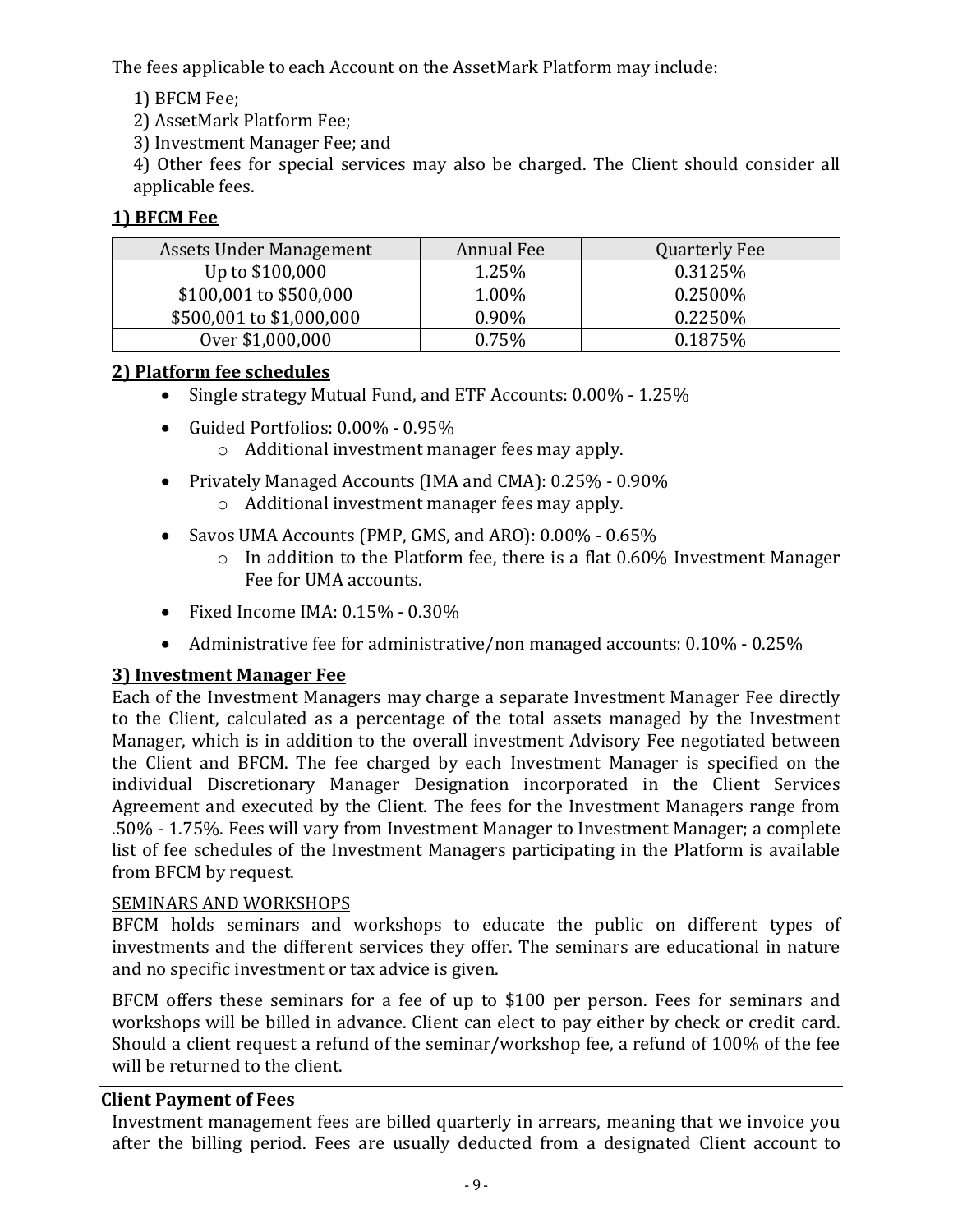The fees applicable to each Account on the AssetMark Platform may include:

1) BFCM Fee;
2) AssetMark Platform Fee;
3) Investment Manager Fee; and
4) Other fees for special services may also be charged. The Client should consider all applicable fees.

**1) BFCM Fee**

| Assets Under Management | Annual Fee | Quarterly Fee |
|---|---|---|
| Up to $100,000 | 1.25% | 0.3125% |
| $100,001 to $500,000 | 1.00% | 0.2500% |
| $500,001 to $1,000,000 | 0.90% | 0.2250% |
| Over $1,000,000 | 0.75% | 0.1875% |

**2) Platform fee schedules**

- Single strategy Mutual Fund, and ETF Accounts: 0.00% - 1.25%
- Guided Portfolios: 0.00% - 0.95%
  - Additional investment manager fees may apply.
- Privately Managed Accounts (IMA and CMA): 0.25% - 0.90%
  - Additional investment manager fees may apply.
- Savos UMA Accounts (PMP, GMS, and ARO): 0.00% - 0.65%
  - In addition to the Platform fee, there is a flat 0.60% Investment Manager Fee for UMA accounts.
- Fixed Income IMA: 0.15% - 0.30%
- Administrative fee for administrative/non managed accounts: 0.10% - 0.25%

**3) Investment Manager Fee**

Each of the Investment Managers may charge a separate Investment Manager Fee directly to the Client, calculated as a percentage of the total assets managed by the Investment Manager, which is in addition to the overall investment Advisory Fee negotiated between the Client and BFCM. The fee charged by each Investment Manager is specified on the individual Discretionary Manager Designation incorporated in the Client Services Agreement and executed by the Client. The fees for the Investment Managers range from .50% - 1.75%. Fees will vary from Investment Manager to Investment Manager; a complete list of fee schedules of the Investment Managers participating in the Platform is available from BFCM by request.

SEMINARS AND WORKSHOPS

BFCM holds seminars and workshops to educate the public on different types of investments and the different services they offer. The seminars are educational in nature and no specific investment or tax advice is given.

BFCM offers these seminars for a fee of up to $100 per person. Fees for seminars and workshops will be billed in advance. Client can elect to pay either by check or credit card. Should a client request a refund of the seminar/workshop fee, a refund of 100% of the fee will be returned to the client.

**Client Payment of Fees**

Investment management fees are billed quarterly in arrears, meaning that we invoice you after the billing period. Fees are usually deducted from a designated Client account to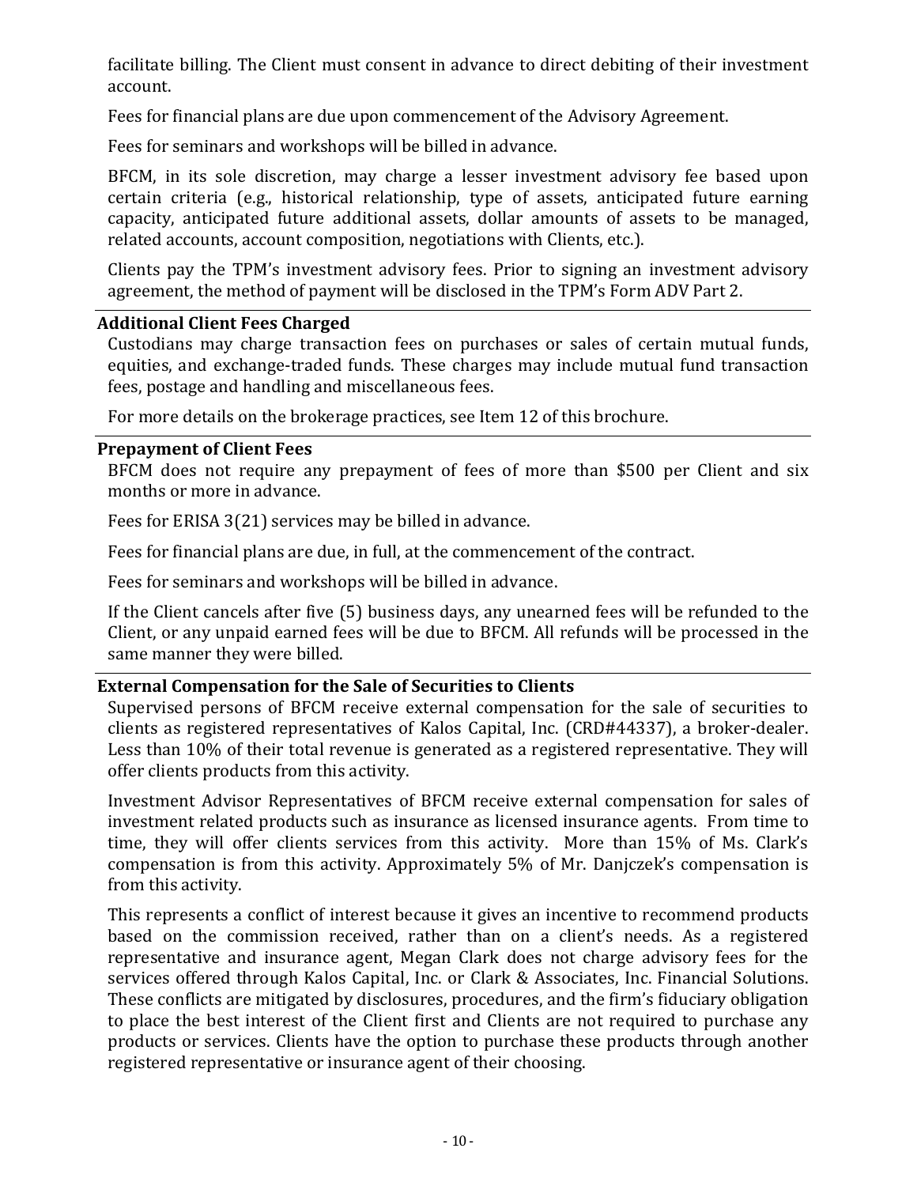facilitate billing. The Client must consent in advance to direct debiting of their investment account.

Fees for financial plans are due upon commencement of the Advisory Agreement.

Fees for seminars and workshops will be billed in advance.

BFCM, in its sole discretion, may charge a lesser investment advisory fee based upon certain criteria (e.g., historical relationship, type of assets, anticipated future earning capacity, anticipated future additional assets, dollar amounts of assets to be managed, related accounts, account composition, negotiations with Clients, etc.).

Clients pay the TPM's investment advisory fees. Prior to signing an investment advisory agreement, the method of payment will be disclosed in the TPM's Form ADV Part 2.

### Additional Client Fees Charged

Custodians may charge transaction fees on purchases or sales of certain mutual funds, equities, and exchange-traded funds. These charges may include mutual fund transaction fees, postage and handling and miscellaneous fees.

For more details on the brokerage practices, see Item 12 of this brochure.

### Prepayment of Client Fees

BFCM does not require any prepayment of fees of more than $500 per Client and six months or more in advance.

Fees for ERISA 3(21) services may be billed in advance.

Fees for financial plans are due, in full, at the commencement of the contract.

Fees for seminars and workshops will be billed in advance.

If the Client cancels after five (5) business days, any unearned fees will be refunded to the Client, or any unpaid earned fees will be due to BFCM. All refunds will be processed in the same manner they were billed.

### External Compensation for the Sale of Securities to Clients

Supervised persons of BFCM receive external compensation for the sale of securities to clients as registered representatives of Kalos Capital, Inc. (CRD#44337), a broker-dealer. Less than 10% of their total revenue is generated as a registered representative. They will offer clients products from this activity.

Investment Advisor Representatives of BFCM receive external compensation for sales of investment related products such as insurance as licensed insurance agents. From time to time, they will offer clients services from this activity. More than 15% of Ms. Clark's compensation is from this activity. Approximately 5% of Mr. Danjczek's compensation is from this activity.

This represents a conflict of interest because it gives an incentive to recommend products based on the commission received, rather than on a client's needs. As a registered representative and insurance agent, Megan Clark does not charge advisory fees for the services offered through Kalos Capital, Inc. or Clark & Associates, Inc. Financial Solutions. These conflicts are mitigated by disclosures, procedures, and the firm's fiduciary obligation to place the best interest of the Client first and Clients are not required to purchase any products or services. Clients have the option to purchase these products through another registered representative or insurance agent of their choosing.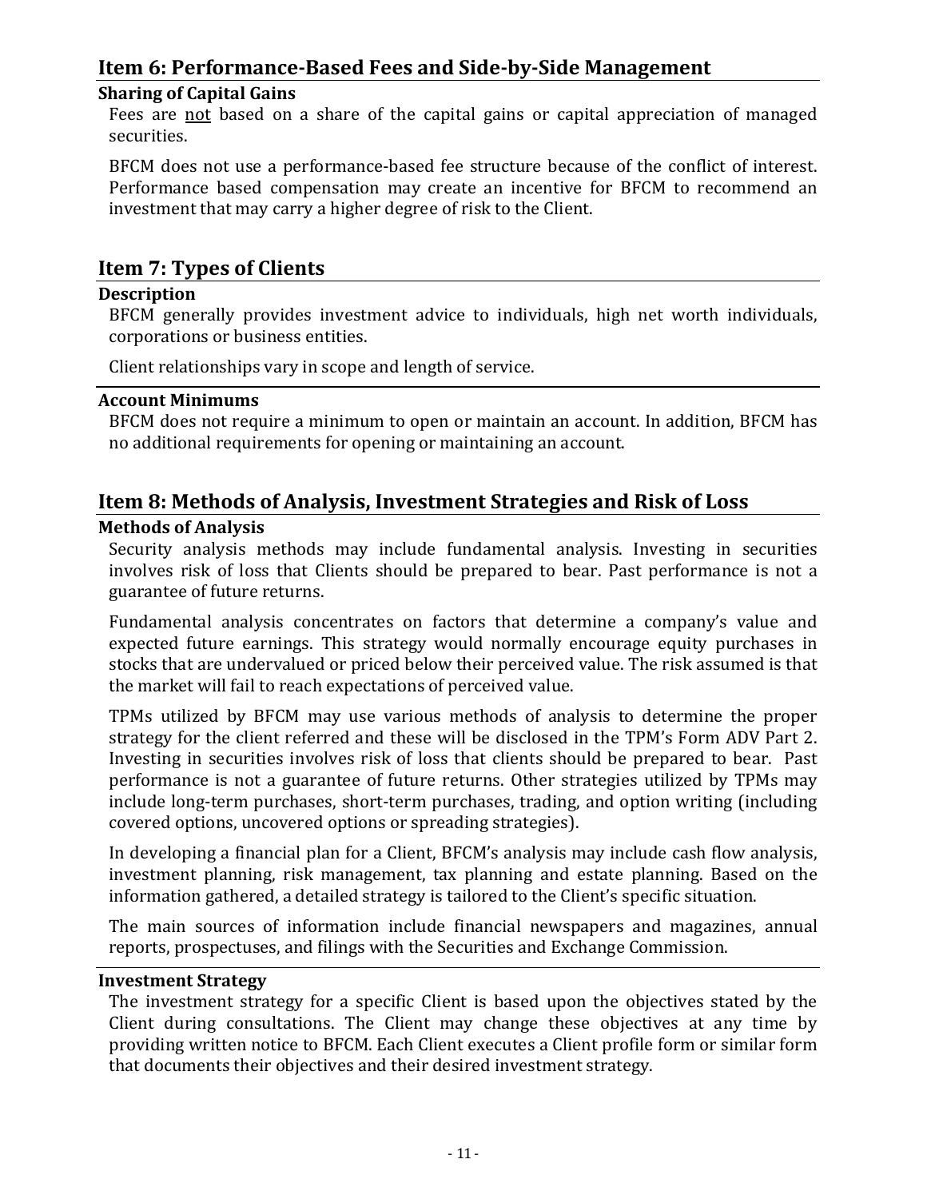## Item 6: Performance-Based Fees and Side-by-Side Management

### Sharing of Capital Gains

Fees are not based on a share of the capital gains or capital appreciation of managed securities.

BFCM does not use a performance-based fee structure because of the conflict of interest. Performance based compensation may create an incentive for BFCM to recommend an investment that may carry a higher degree of risk to the Client.

## Item 7: Types of Clients

### Description

BFCM generally provides investment advice to individuals, high net worth individuals, corporations or business entities.

Client relationships vary in scope and length of service.

### Account Minimums

BFCM does not require a minimum to open or maintain an account. In addition, BFCM has no additional requirements for opening or maintaining an account.

## Item 8: Methods of Analysis, Investment Strategies and Risk of Loss

### Methods of Analysis

Security analysis methods may include fundamental analysis. Investing in securities involves risk of loss that Clients should be prepared to bear. Past performance is not a guarantee of future returns.

Fundamental analysis concentrates on factors that determine a company's value and expected future earnings. This strategy would normally encourage equity purchases in stocks that are undervalued or priced below their perceived value. The risk assumed is that the market will fail to reach expectations of perceived value.

TPMs utilized by BFCM may use various methods of analysis to determine the proper strategy for the client referred and these will be disclosed in the TPM's Form ADV Part 2. Investing in securities involves risk of loss that clients should be prepared to bear. Past performance is not a guarantee of future returns. Other strategies utilized by TPMs may include long-term purchases, short-term purchases, trading, and option writing (including covered options, uncovered options or spreading strategies).

In developing a financial plan for a Client, BFCM's analysis may include cash flow analysis, investment planning, risk management, tax planning and estate planning. Based on the information gathered, a detailed strategy is tailored to the Client's specific situation.

The main sources of information include financial newspapers and magazines, annual reports, prospectuses, and filings with the Securities and Exchange Commission.

### Investment Strategy

The investment strategy for a specific Client is based upon the objectives stated by the Client during consultations. The Client may change these objectives at any time by providing written notice to BFCM. Each Client executes a Client profile form or similar form that documents their objectives and their desired investment strategy.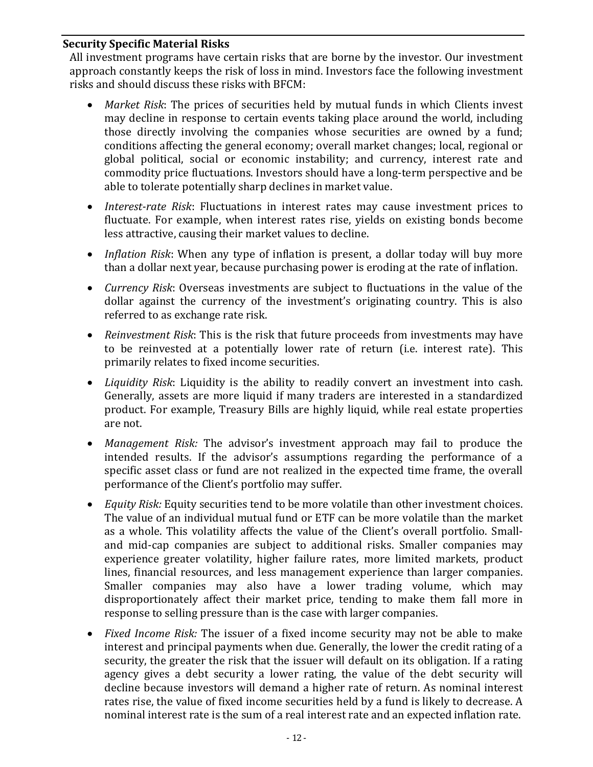### Security Specific Material Risks

All investment programs have certain risks that are borne by the investor. Our investment approach constantly keeps the risk of loss in mind. Investors face the following investment risks and should discuss these risks with BFCM:

- *Market Risk*: The prices of securities held by mutual funds in which Clients invest may decline in response to certain events taking place around the world, including those directly involving the companies whose securities are owned by a fund; conditions affecting the general economy; overall market changes; local, regional or global political, social or economic instability; and currency, interest rate and commodity price fluctuations. Investors should have a long-term perspective and be able to tolerate potentially sharp declines in market value.
- *Interest-rate Risk*: Fluctuations in interest rates may cause investment prices to fluctuate. For example, when interest rates rise, yields on existing bonds become less attractive, causing their market values to decline.
- *Inflation Risk*: When any type of inflation is present, a dollar today will buy more than a dollar next year, because purchasing power is eroding at the rate of inflation.
- *Currency Risk*: Overseas investments are subject to fluctuations in the value of the dollar against the currency of the investment's originating country. This is also referred to as exchange rate risk.
- *Reinvestment Risk*: This is the risk that future proceeds from investments may have to be reinvested at a potentially lower rate of return (i.e. interest rate). This primarily relates to fixed income securities.
- *Liquidity Risk*: Liquidity is the ability to readily convert an investment into cash. Generally, assets are more liquid if many traders are interested in a standardized product. For example, Treasury Bills are highly liquid, while real estate properties are not.
- *Management Risk:* The advisor's investment approach may fail to produce the intended results. If the advisor's assumptions regarding the performance of a specific asset class or fund are not realized in the expected time frame, the overall performance of the Client's portfolio may suffer.
- *Equity Risk:* Equity securities tend to be more volatile than other investment choices. The value of an individual mutual fund or ETF can be more volatile than the market as a whole. This volatility affects the value of the Client's overall portfolio. Small- and mid-cap companies are subject to additional risks. Smaller companies may experience greater volatility, higher failure rates, more limited markets, product lines, financial resources, and less management experience than larger companies. Smaller companies may also have a lower trading volume, which may disproportionately affect their market price, tending to make them fall more in response to selling pressure than is the case with larger companies.
- *Fixed Income Risk:* The issuer of a fixed income security may not be able to make interest and principal payments when due. Generally, the lower the credit rating of a security, the greater the risk that the issuer will default on its obligation. If a rating agency gives a debt security a lower rating, the value of the debt security will decline because investors will demand a higher rate of return. As nominal interest rates rise, the value of fixed income securities held by a fund is likely to decrease. A nominal interest rate is the sum of a real interest rate and an expected inflation rate.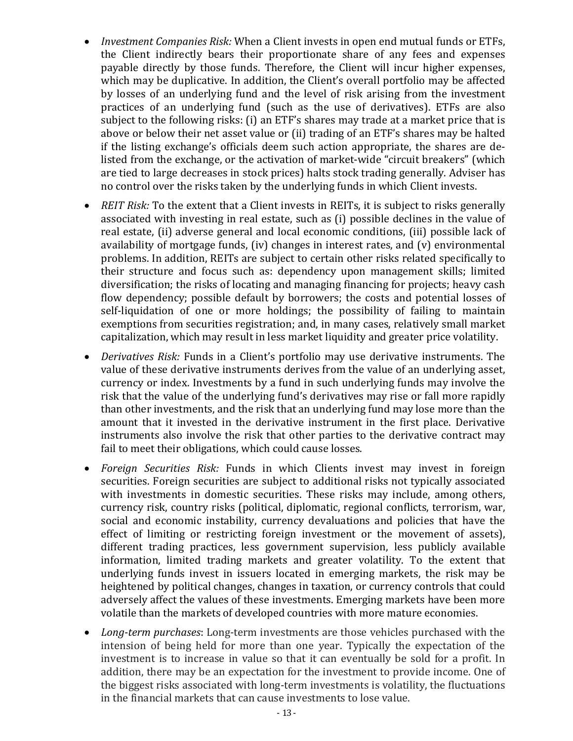- *Investment Companies Risk:* When a Client invests in open end mutual funds or ETFs, the Client indirectly bears their proportionate share of any fees and expenses payable directly by those funds. Therefore, the Client will incur higher expenses, which may be duplicative. In addition, the Client's overall portfolio may be affected by losses of an underlying fund and the level of risk arising from the investment practices of an underlying fund (such as the use of derivatives). ETFs are also subject to the following risks: (i) an ETF's shares may trade at a market price that is above or below their net asset value or (ii) trading of an ETF's shares may be halted if the listing exchange's officials deem such action appropriate, the shares are de-listed from the exchange, or the activation of market-wide "circuit breakers" (which are tied to large decreases in stock prices) halts stock trading generally. Adviser has no control over the risks taken by the underlying funds in which Client invests.
- *REIT Risk:* To the extent that a Client invests in REITs, it is subject to risks generally associated with investing in real estate, such as (i) possible declines in the value of real estate, (ii) adverse general and local economic conditions, (iii) possible lack of availability of mortgage funds, (iv) changes in interest rates, and (v) environmental problems. In addition, REITs are subject to certain other risks related specifically to their structure and focus such as: dependency upon management skills; limited diversification; the risks of locating and managing financing for projects; heavy cash flow dependency; possible default by borrowers; the costs and potential losses of self-liquidation of one or more holdings; the possibility of failing to maintain exemptions from securities registration; and, in many cases, relatively small market capitalization, which may result in less market liquidity and greater price volatility.
- *Derivatives Risk:* Funds in a Client's portfolio may use derivative instruments. The value of these derivative instruments derives from the value of an underlying asset, currency or index. Investments by a fund in such underlying funds may involve the risk that the value of the underlying fund's derivatives may rise or fall more rapidly than other investments, and the risk that an underlying fund may lose more than the amount that it invested in the derivative instrument in the first place. Derivative instruments also involve the risk that other parties to the derivative contract may fail to meet their obligations, which could cause losses.
- *Foreign Securities Risk:* Funds in which Clients invest may invest in foreign securities. Foreign securities are subject to additional risks not typically associated with investments in domestic securities. These risks may include, among others, currency risk, country risks (political, diplomatic, regional conflicts, terrorism, war, social and economic instability, currency devaluations and policies that have the effect of limiting or restricting foreign investment or the movement of assets), different trading practices, less government supervision, less publicly available information, limited trading markets and greater volatility. To the extent that underlying funds invest in issuers located in emerging markets, the risk may be heightened by political changes, changes in taxation, or currency controls that could adversely affect the values of these investments. Emerging markets have been more volatile than the markets of developed countries with more mature economies.
- *Long-term purchases*: Long-term investments are those vehicles purchased with the intension of being held for more than one year. Typically the expectation of the investment is to increase in value so that it can eventually be sold for a profit. In addition, there may be an expectation for the investment to provide income. One of the biggest risks associated with long-term investments is volatility, the fluctuations in the financial markets that can cause investments to lose value.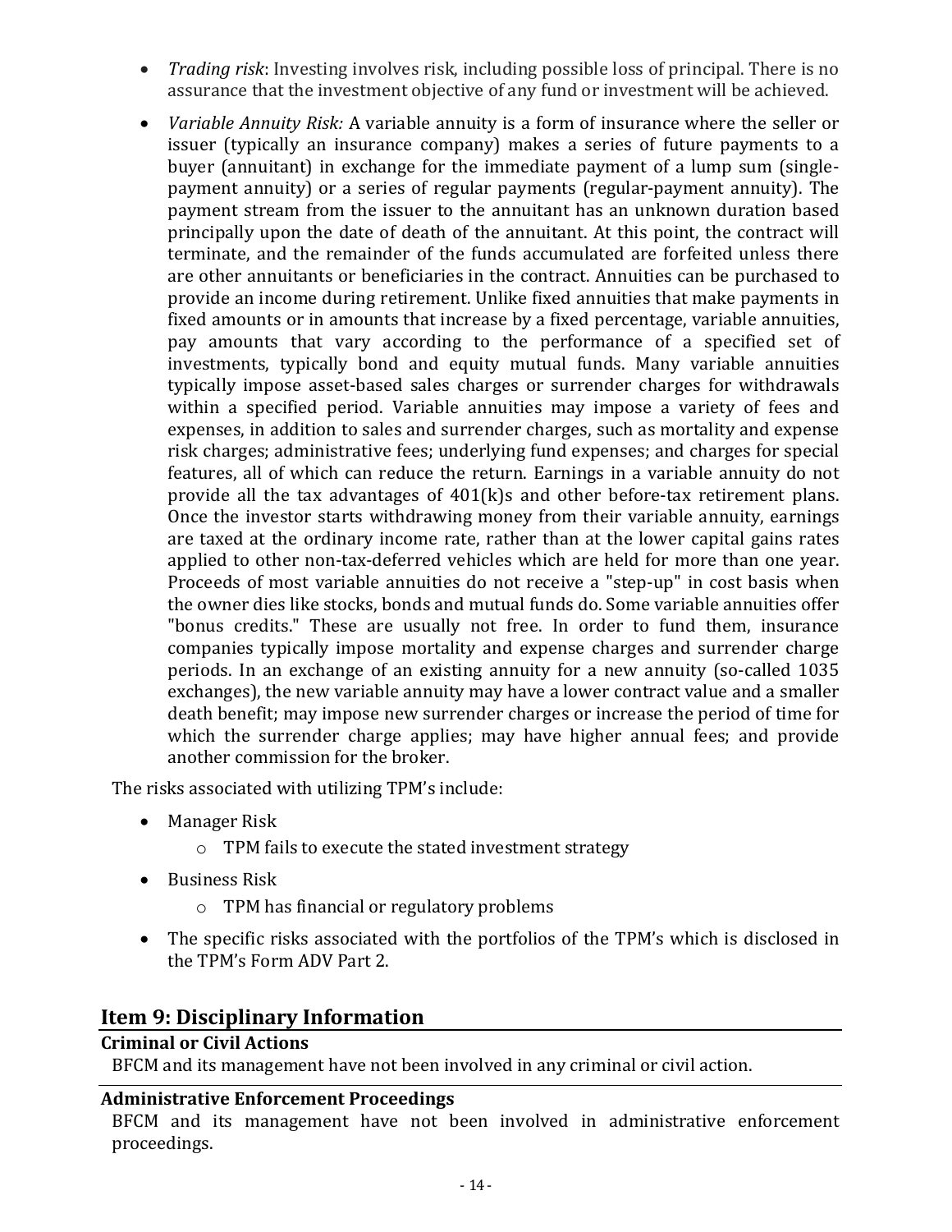- *Trading risk*: Investing involves risk, including possible loss of principal. There is no assurance that the investment objective of any fund or investment will be achieved.
- *Variable Annuity Risk:* A variable annuity is a form of insurance where the seller or issuer (typically an insurance company) makes a series of future payments to a buyer (annuitant) in exchange for the immediate payment of a lump sum (single-payment annuity) or a series of regular payments (regular-payment annuity). The payment stream from the issuer to the annuitant has an unknown duration based principally upon the date of death of the annuitant. At this point, the contract will terminate, and the remainder of the funds accumulated are forfeited unless there are other annuitants or beneficiaries in the contract. Annuities can be purchased to provide an income during retirement. Unlike fixed annuities that make payments in fixed amounts or in amounts that increase by a fixed percentage, variable annuities, pay amounts that vary according to the performance of a specified set of investments, typically bond and equity mutual funds. Many variable annuities typically impose asset-based sales charges or surrender charges for withdrawals within a specified period. Variable annuities may impose a variety of fees and expenses, in addition to sales and surrender charges, such as mortality and expense risk charges; administrative fees; underlying fund expenses; and charges for special features, all of which can reduce the return. Earnings in a variable annuity do not provide all the tax advantages of 401(k)s and other before-tax retirement plans. Once the investor starts withdrawing money from their variable annuity, earnings are taxed at the ordinary income rate, rather than at the lower capital gains rates applied to other non-tax-deferred vehicles which are held for more than one year. Proceeds of most variable annuities do not receive a "step-up" in cost basis when the owner dies like stocks, bonds and mutual funds do. Some variable annuities offer "bonus credits." These are usually not free. In order to fund them, insurance companies typically impose mortality and expense charges and surrender charge periods. In an exchange of an existing annuity for a new annuity (so-called 1035 exchanges), the new variable annuity may have a lower contract value and a smaller death benefit; may impose new surrender charges or increase the period of time for which the surrender charge applies; may have higher annual fees; and provide another commission for the broker.

The risks associated with utilizing TPM's include:

- Manager Risk
  - TPM fails to execute the stated investment strategy
- Business Risk
  - TPM has financial or regulatory problems
- The specific risks associated with the portfolios of the TPM's which is disclosed in the TPM's Form ADV Part 2.

## Item 9: Disciplinary Information

### Criminal or Civil Actions

BFCM and its management have not been involved in any criminal or civil action.

### Administrative Enforcement Proceedings

BFCM and its management have not been involved in administrative enforcement proceedings.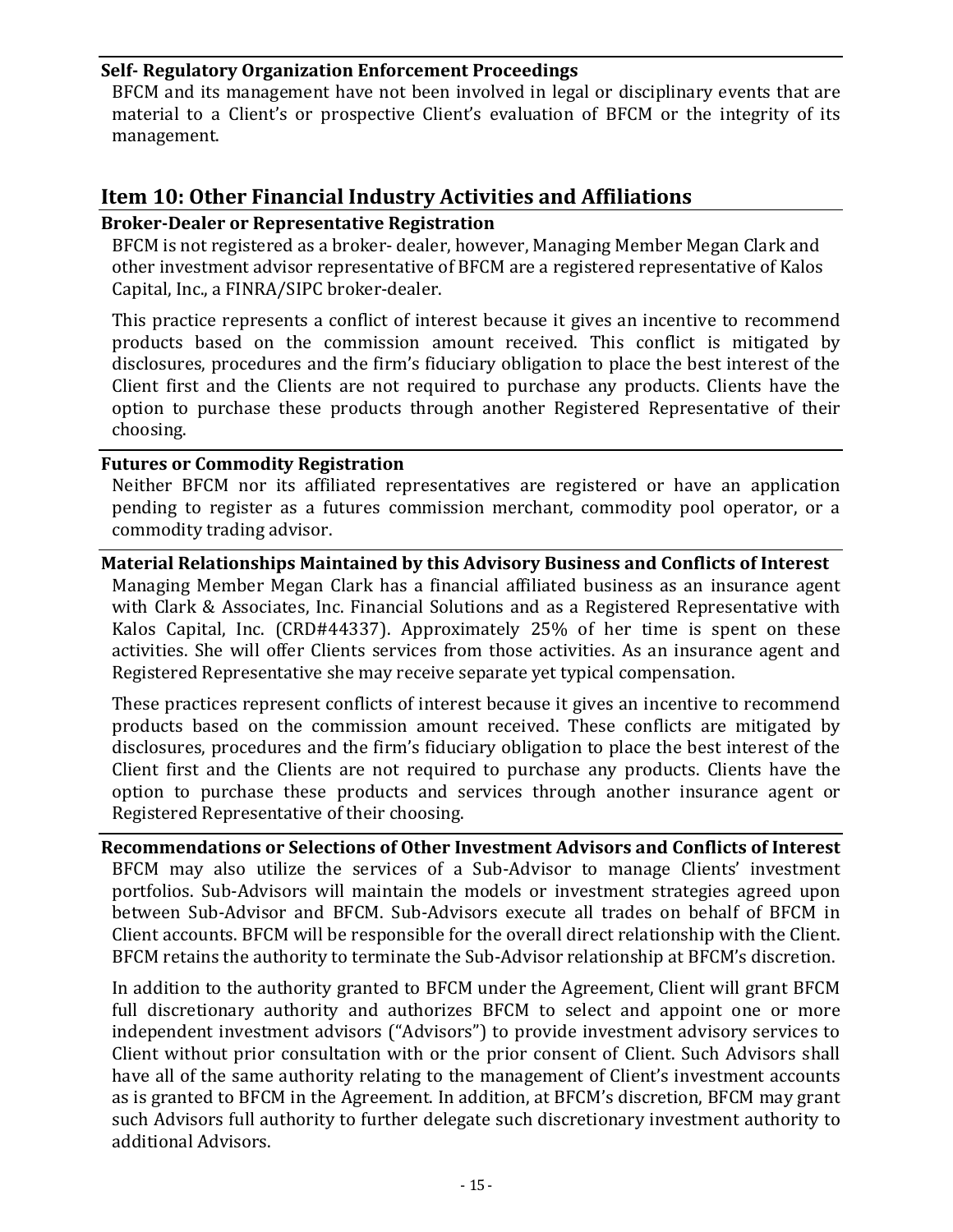**Self- Regulatory Organization Enforcement Proceedings**

BFCM and its management have not been involved in legal or disciplinary events that are material to a Client's or prospective Client's evaluation of BFCM or the integrity of its management.

## Item 10: Other Financial Industry Activities and Affiliations

**Broker-Dealer or Representative Registration**

BFCM is not registered as a broker- dealer, however, Managing Member Megan Clark and other investment advisor representative of BFCM are a registered representative of Kalos Capital, Inc., a FINRA/SIPC broker-dealer.

This practice represents a conflict of interest because it gives an incentive to recommend products based on the commission amount received. This conflict is mitigated by disclosures, procedures and the firm's fiduciary obligation to place the best interest of the Client first and the Clients are not required to purchase any products. Clients have the option to purchase these products through another Registered Representative of their choosing.

**Futures or Commodity Registration**

Neither BFCM nor its affiliated representatives are registered or have an application pending to register as a futures commission merchant, commodity pool operator, or a commodity trading advisor.

**Material Relationships Maintained by this Advisory Business and Conflicts of Interest**

Managing Member Megan Clark has a financial affiliated business as an insurance agent with Clark & Associates, Inc. Financial Solutions and as a Registered Representative with Kalos Capital, Inc. (CRD#44337). Approximately 25% of her time is spent on these activities. She will offer Clients services from those activities. As an insurance agent and Registered Representative she may receive separate yet typical compensation.

These practices represent conflicts of interest because it gives an incentive to recommend products based on the commission amount received. These conflicts are mitigated by disclosures, procedures and the firm's fiduciary obligation to place the best interest of the Client first and the Clients are not required to purchase any products. Clients have the option to purchase these products and services through another insurance agent or Registered Representative of their choosing.

**Recommendations or Selections of Other Investment Advisors and Conflicts of Interest**

BFCM may also utilize the services of a Sub-Advisor to manage Clients' investment portfolios. Sub-Advisors will maintain the models or investment strategies agreed upon between Sub-Advisor and BFCM. Sub-Advisors execute all trades on behalf of BFCM in Client accounts. BFCM will be responsible for the overall direct relationship with the Client. BFCM retains the authority to terminate the Sub-Advisor relationship at BFCM's discretion.

In addition to the authority granted to BFCM under the Agreement, Client will grant BFCM full discretionary authority and authorizes BFCM to select and appoint one or more independent investment advisors ("Advisors") to provide investment advisory services to Client without prior consultation with or the prior consent of Client. Such Advisors shall have all of the same authority relating to the management of Client's investment accounts as is granted to BFCM in the Agreement. In addition, at BFCM's discretion, BFCM may grant such Advisors full authority to further delegate such discretionary investment authority to additional Advisors.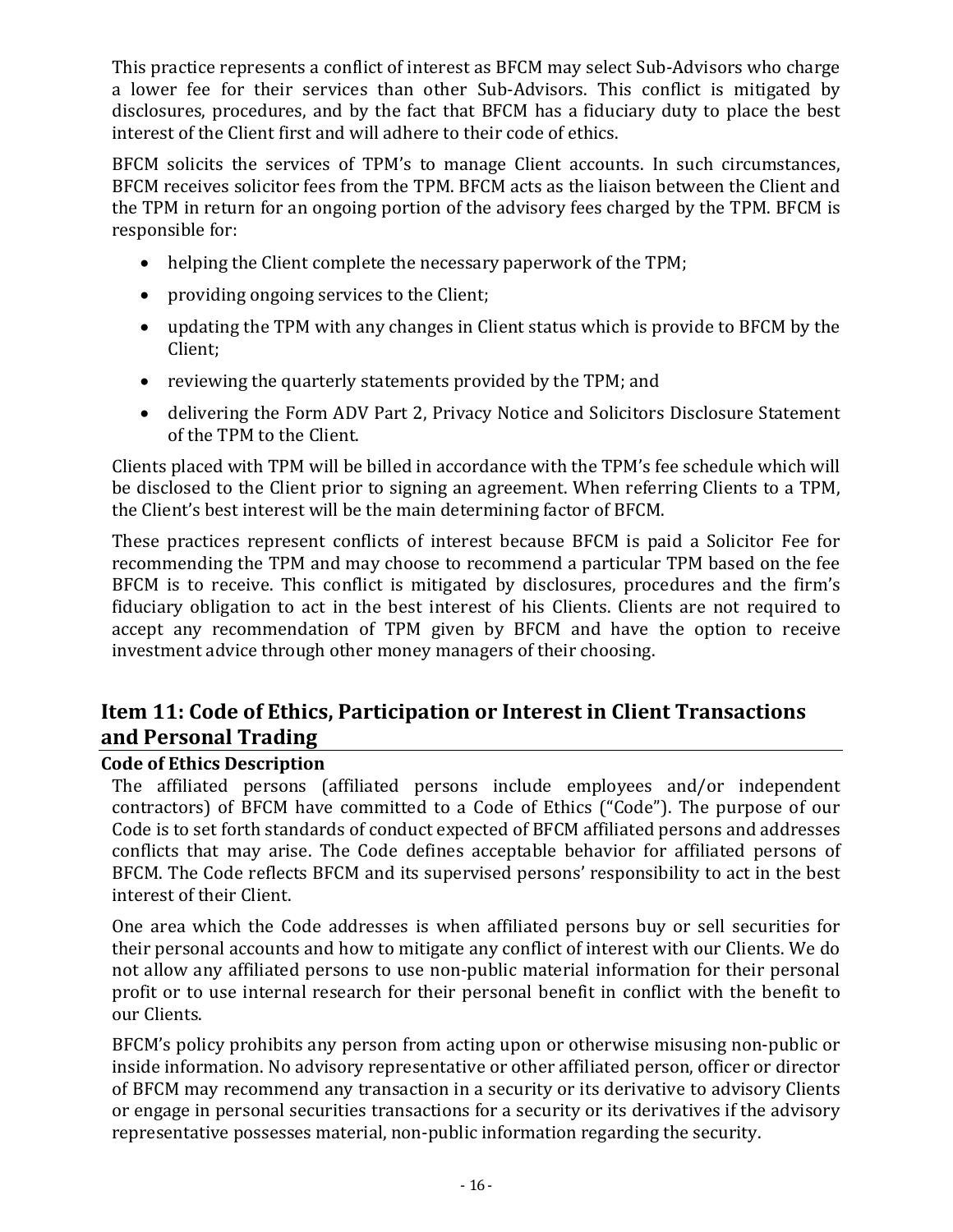This practice represents a conflict of interest as BFCM may select Sub-Advisors who charge a lower fee for their services than other Sub-Advisors. This conflict is mitigated by disclosures, procedures, and by the fact that BFCM has a fiduciary duty to place the best interest of the Client first and will adhere to their code of ethics.

BFCM solicits the services of TPM's to manage Client accounts. In such circumstances, BFCM receives solicitor fees from the TPM. BFCM acts as the liaison between the Client and the TPM in return for an ongoing portion of the advisory fees charged by the TPM. BFCM is responsible for:

- helping the Client complete the necessary paperwork of the TPM;
- providing ongoing services to the Client;
- updating the TPM with any changes in Client status which is provide to BFCM by the Client;
- reviewing the quarterly statements provided by the TPM; and
- delivering the Form ADV Part 2, Privacy Notice and Solicitors Disclosure Statement of the TPM to the Client.

Clients placed with TPM will be billed in accordance with the TPM's fee schedule which will be disclosed to the Client prior to signing an agreement. When referring Clients to a TPM, the Client's best interest will be the main determining factor of BFCM.

These practices represent conflicts of interest because BFCM is paid a Solicitor Fee for recommending the TPM and may choose to recommend a particular TPM based on the fee BFCM is to receive. This conflict is mitigated by disclosures, procedures and the firm's fiduciary obligation to act in the best interest of his Clients. Clients are not required to accept any recommendation of TPM given by BFCM and have the option to receive investment advice through other money managers of their choosing.

## Item 11: Code of Ethics, Participation or Interest in Client Transactions and Personal Trading

### Code of Ethics Description

The affiliated persons (affiliated persons include employees and/or independent contractors) of BFCM have committed to a Code of Ethics ("Code"). The purpose of our Code is to set forth standards of conduct expected of BFCM affiliated persons and addresses conflicts that may arise. The Code defines acceptable behavior for affiliated persons of BFCM. The Code reflects BFCM and its supervised persons' responsibility to act in the best interest of their Client.

One area which the Code addresses is when affiliated persons buy or sell securities for their personal accounts and how to mitigate any conflict of interest with our Clients. We do not allow any affiliated persons to use non-public material information for their personal profit or to use internal research for their personal benefit in conflict with the benefit to our Clients.

BFCM's policy prohibits any person from acting upon or otherwise misusing non-public or inside information. No advisory representative or other affiliated person, officer or director of BFCM may recommend any transaction in a security or its derivative to advisory Clients or engage in personal securities transactions for a security or its derivatives if the advisory representative possesses material, non-public information regarding the security.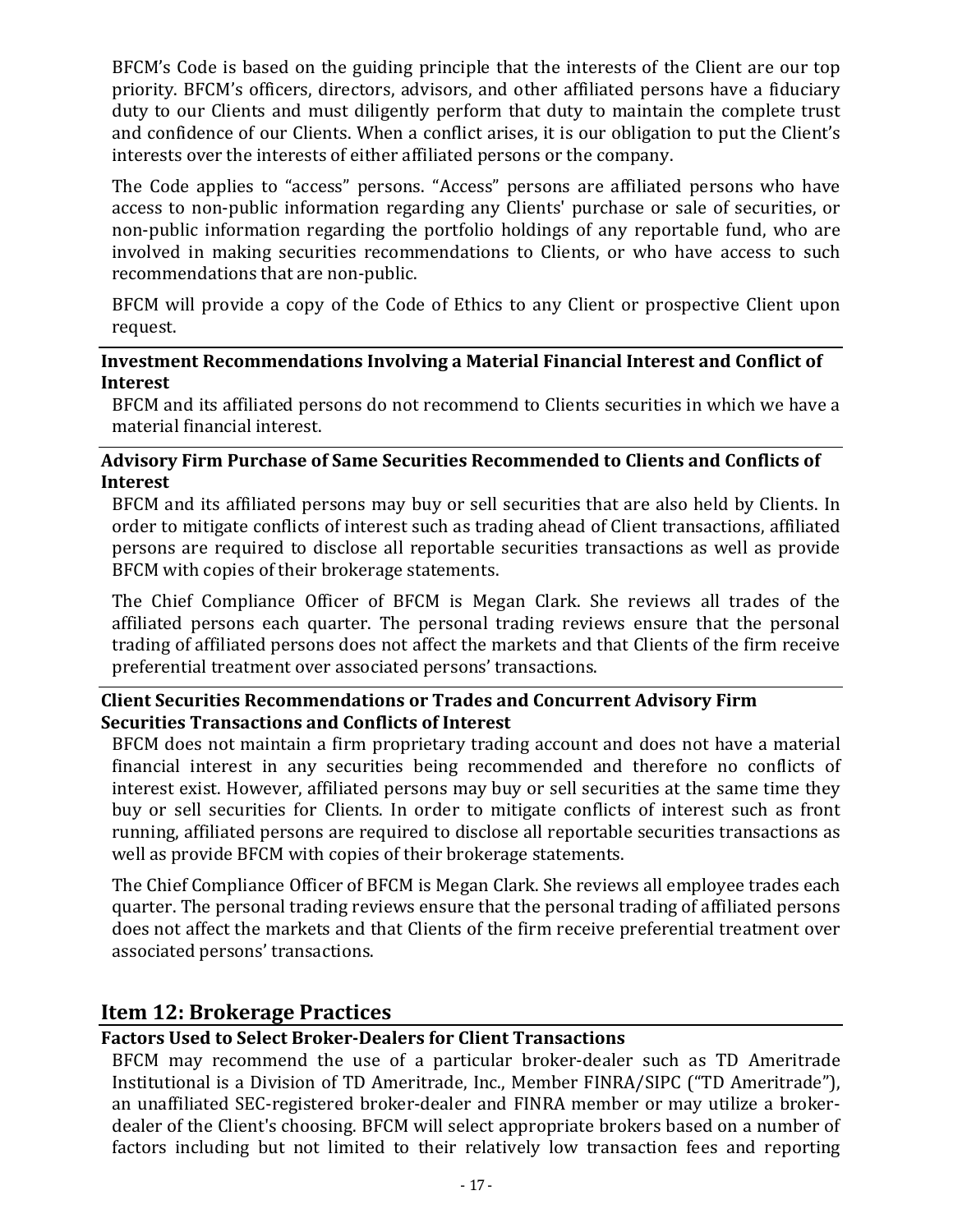BFCM's Code is based on the guiding principle that the interests of the Client are our top priority. BFCM's officers, directors, advisors, and other affiliated persons have a fiduciary duty to our Clients and must diligently perform that duty to maintain the complete trust and confidence of our Clients. When a conflict arises, it is our obligation to put the Client's interests over the interests of either affiliated persons or the company.

The Code applies to "access" persons. "Access" persons are affiliated persons who have access to non-public information regarding any Clients' purchase or sale of securities, or non-public information regarding the portfolio holdings of any reportable fund, who are involved in making securities recommendations to Clients, or who have access to such recommendations that are non-public.

BFCM will provide a copy of the Code of Ethics to any Client or prospective Client upon request.

### Investment Recommendations Involving a Material Financial Interest and Conflict of Interest

BFCM and its affiliated persons do not recommend to Clients securities in which we have a material financial interest.

### Advisory Firm Purchase of Same Securities Recommended to Clients and Conflicts of Interest

BFCM and its affiliated persons may buy or sell securities that are also held by Clients. In order to mitigate conflicts of interest such as trading ahead of Client transactions, affiliated persons are required to disclose all reportable securities transactions as well as provide BFCM with copies of their brokerage statements.

The Chief Compliance Officer of BFCM is Megan Clark. She reviews all trades of the affiliated persons each quarter. The personal trading reviews ensure that the personal trading of affiliated persons does not affect the markets and that Clients of the firm receive preferential treatment over associated persons' transactions.

### Client Securities Recommendations or Trades and Concurrent Advisory Firm Securities Transactions and Conflicts of Interest

BFCM does not maintain a firm proprietary trading account and does not have a material financial interest in any securities being recommended and therefore no conflicts of interest exist. However, affiliated persons may buy or sell securities at the same time they buy or sell securities for Clients. In order to mitigate conflicts of interest such as front running, affiliated persons are required to disclose all reportable securities transactions as well as provide BFCM with copies of their brokerage statements.

The Chief Compliance Officer of BFCM is Megan Clark. She reviews all employee trades each quarter. The personal trading reviews ensure that the personal trading of affiliated persons does not affect the markets and that Clients of the firm receive preferential treatment over associated persons' transactions.

## Item 12: Brokerage Practices

### Factors Used to Select Broker-Dealers for Client Transactions

BFCM may recommend the use of a particular broker-dealer such as TD Ameritrade Institutional is a Division of TD Ameritrade, Inc., Member FINRA/SIPC ("TD Ameritrade"), an unaffiliated SEC-registered broker-dealer and FINRA member or may utilize a broker-dealer of the Client's choosing. BFCM will select appropriate brokers based on a number of factors including but not limited to their relatively low transaction fees and reporting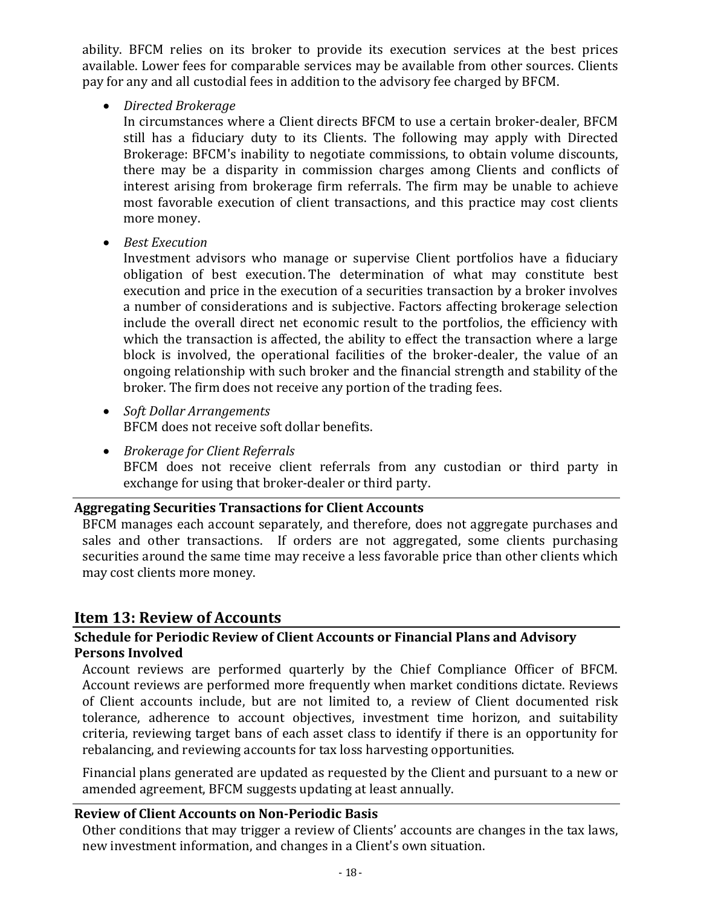ability. BFCM relies on its broker to provide its execution services at the best prices available. Lower fees for comparable services may be available from other sources. Clients pay for any and all custodial fees in addition to the advisory fee charged by BFCM.

- *Directed Brokerage*
  In circumstances where a Client directs BFCM to use a certain broker-dealer, BFCM still has a fiduciary duty to its Clients. The following may apply with Directed Brokerage: BFCM's inability to negotiate commissions, to obtain volume discounts, there may be a disparity in commission charges among Clients and conflicts of interest arising from brokerage firm referrals. The firm may be unable to achieve most favorable execution of client transactions, and this practice may cost clients more money.

- *Best Execution*
  Investment advisors who manage or supervise Client portfolios have a fiduciary obligation of best execution. The determination of what may constitute best execution and price in the execution of a securities transaction by a broker involves a number of considerations and is subjective. Factors affecting brokerage selection include the overall direct net economic result to the portfolios, the efficiency with which the transaction is affected, the ability to effect the transaction where a large block is involved, the operational facilities of the broker-dealer, the value of an ongoing relationship with such broker and the financial strength and stability of the broker. The firm does not receive any portion of the trading fees.

- *Soft Dollar Arrangements*
  BFCM does not receive soft dollar benefits.

- *Brokerage for Client Referrals*
  BFCM does not receive client referrals from any custodian or third party in exchange for using that broker-dealer or third party.

### Aggregating Securities Transactions for Client Accounts

BFCM manages each account separately, and therefore, does not aggregate purchases and sales and other transactions. If orders are not aggregated, some clients purchasing securities around the same time may receive a less favorable price than other clients which may cost clients more money.

## Item 13: Review of Accounts

### Schedule for Periodic Review of Client Accounts or Financial Plans and Advisory Persons Involved

Account reviews are performed quarterly by the Chief Compliance Officer of BFCM. Account reviews are performed more frequently when market conditions dictate. Reviews of Client accounts include, but are not limited to, a review of Client documented risk tolerance, adherence to account objectives, investment time horizon, and suitability criteria, reviewing target bans of each asset class to identify if there is an opportunity for rebalancing, and reviewing accounts for tax loss harvesting opportunities.

Financial plans generated are updated as requested by the Client and pursuant to a new or amended agreement, BFCM suggests updating at least annually.

### Review of Client Accounts on Non-Periodic Basis

Other conditions that may trigger a review of Clients' accounts are changes in the tax laws, new investment information, and changes in a Client's own situation.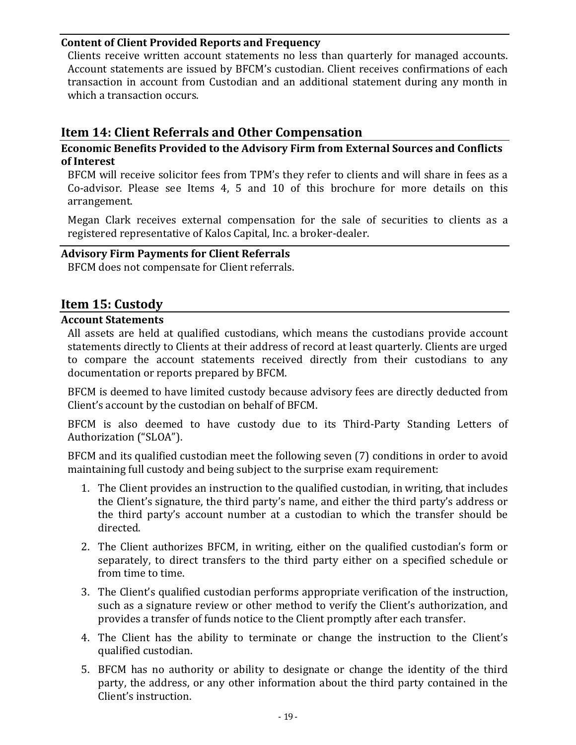**Content of Client Provided Reports and Frequency**

Clients receive written account statements no less than quarterly for managed accounts. Account statements are issued by BFCM's custodian. Client receives confirmations of each transaction in account from Custodian and an additional statement during any month in which a transaction occurs.

## Item 14: Client Referrals and Other Compensation

**Economic Benefits Provided to the Advisory Firm from External Sources and Conflicts of Interest**

BFCM will receive solicitor fees from TPM's they refer to clients and will share in fees as a Co-advisor. Please see Items 4, 5 and 10 of this brochure for more details on this arrangement.

Megan Clark receives external compensation for the sale of securities to clients as a registered representative of Kalos Capital, Inc. a broker-dealer.

**Advisory Firm Payments for Client Referrals**

BFCM does not compensate for Client referrals.

## Item 15: Custody

**Account Statements**

All assets are held at qualified custodians, which means the custodians provide account statements directly to Clients at their address of record at least quarterly. Clients are urged to compare the account statements received directly from their custodians to any documentation or reports prepared by BFCM.

BFCM is deemed to have limited custody because advisory fees are directly deducted from Client's account by the custodian on behalf of BFCM.

BFCM is also deemed to have custody due to its Third-Party Standing Letters of Authorization ("SLOA").

BFCM and its qualified custodian meet the following seven (7) conditions in order to avoid maintaining full custody and being subject to the surprise exam requirement:

1. The Client provides an instruction to the qualified custodian, in writing, that includes the Client's signature, the third party's name, and either the third party's address or the third party's account number at a custodian to which the transfer should be directed.
2. The Client authorizes BFCM, in writing, either on the qualified custodian's form or separately, to direct transfers to the third party either on a specified schedule or from time to time.
3. The Client's qualified custodian performs appropriate verification of the instruction, such as a signature review or other method to verify the Client's authorization, and provides a transfer of funds notice to the Client promptly after each transfer.
4. The Client has the ability to terminate or change the instruction to the Client's qualified custodian.
5. BFCM has no authority or ability to designate or change the identity of the third party, the address, or any other information about the third party contained in the Client's instruction.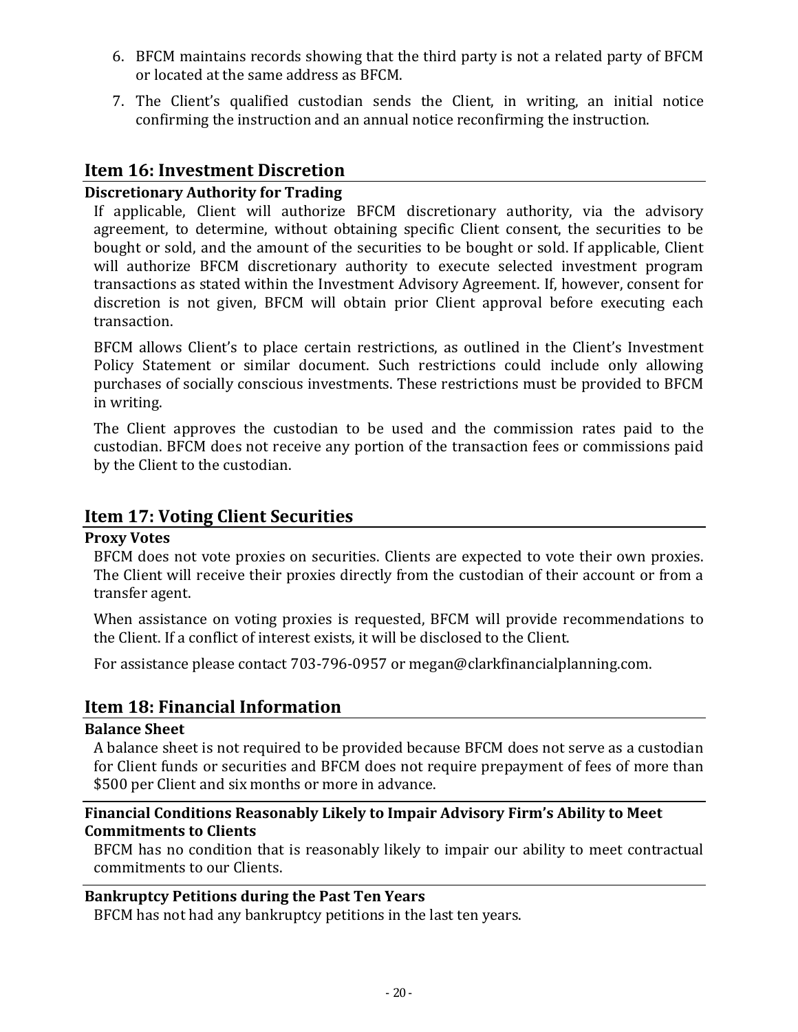6. BFCM maintains records showing that the third party is not a related party of BFCM or located at the same address as BFCM.
7. The Client's qualified custodian sends the Client, in writing, an initial notice confirming the instruction and an annual notice reconfirming the instruction.

## Item 16: Investment Discretion

### Discretionary Authority for Trading

If applicable, Client will authorize BFCM discretionary authority, via the advisory agreement, to determine, without obtaining specific Client consent, the securities to be bought or sold, and the amount of the securities to be bought or sold. If applicable, Client will authorize BFCM discretionary authority to execute selected investment program transactions as stated within the Investment Advisory Agreement. If, however, consent for discretion is not given, BFCM will obtain prior Client approval before executing each transaction.

BFCM allows Client's to place certain restrictions, as outlined in the Client's Investment Policy Statement or similar document. Such restrictions could include only allowing purchases of socially conscious investments. These restrictions must be provided to BFCM in writing.

The Client approves the custodian to be used and the commission rates paid to the custodian. BFCM does not receive any portion of the transaction fees or commissions paid by the Client to the custodian.

## Item 17: Voting Client Securities

### Proxy Votes

BFCM does not vote proxies on securities. Clients are expected to vote their own proxies. The Client will receive their proxies directly from the custodian of their account or from a transfer agent.

When assistance on voting proxies is requested, BFCM will provide recommendations to the Client. If a conflict of interest exists, it will be disclosed to the Client.

For assistance please contact 703-796-0957 or megan@clarkfinancialplanning.com.

## Item 18: Financial Information

### Balance Sheet

A balance sheet is not required to be provided because BFCM does not serve as a custodian for Client funds or securities and BFCM does not require prepayment of fees of more than $500 per Client and six months or more in advance.

### Financial Conditions Reasonably Likely to Impair Advisory Firm's Ability to Meet Commitments to Clients

BFCM has no condition that is reasonably likely to impair our ability to meet contractual commitments to our Clients.

### Bankruptcy Petitions during the Past Ten Years

BFCM has not had any bankruptcy petitions in the last ten years.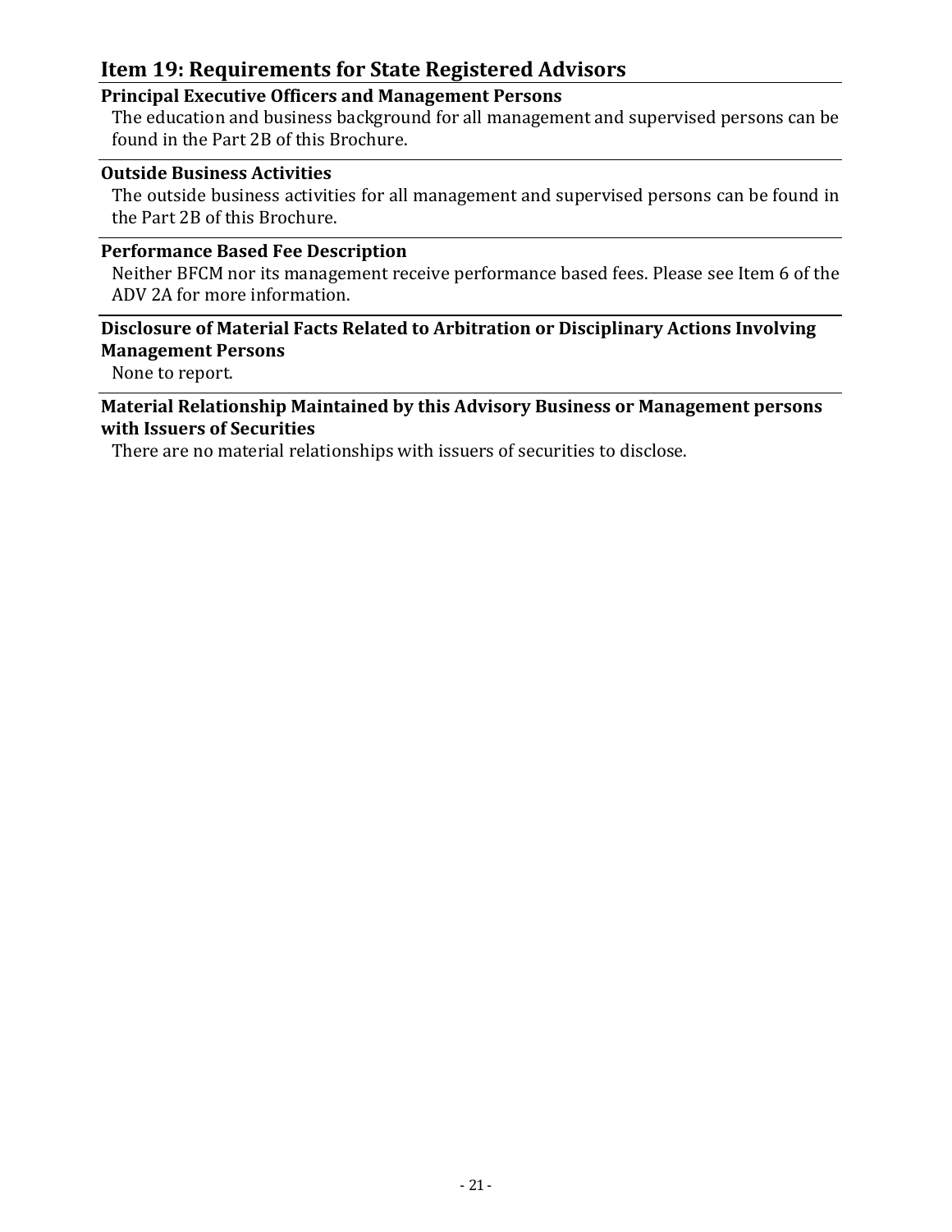## Item 19: Requirements for State Registered Advisors

### Principal Executive Officers and Management Persons

The education and business background for all management and supervised persons can be found in the Part 2B of this Brochure.

### Outside Business Activities

The outside business activities for all management and supervised persons can be found in the Part 2B of this Brochure.

### Performance Based Fee Description

Neither BFCM nor its management receive performance based fees. Please see Item 6 of the ADV 2A for more information.

### Disclosure of Material Facts Related to Arbitration or Disciplinary Actions Involving Management Persons

None to report.

### Material Relationship Maintained by this Advisory Business or Management persons with Issuers of Securities

There are no material relationships with issuers of securities to disclose.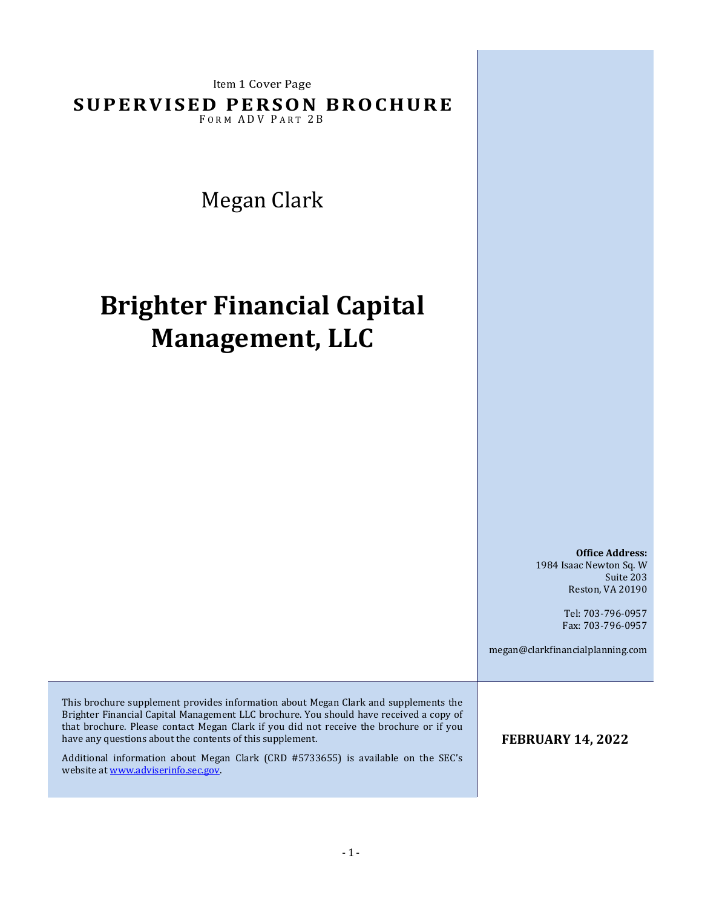Item 1 Cover Page

# SUPERVISED PERSON BROCHURE

FORM ADV PART 2B

Megan Clark

# Brighter Financial Capital Management, LLC

**Office Address:**
1984 Isaac Newton Sq. W
Suite 203
Reston, VA 20190

Tel: 703-796-0957
Fax: 703-796-0957

megan@clarkfinancialplanning.com

This brochure supplement provides information about Megan Clark and supplements the Brighter Financial Capital Management LLC brochure. You should have received a copy of that brochure. Please contact Megan Clark if you did not receive the brochure or if you have any questions about the contents of this supplement.

Additional information about Megan Clark (CRD #5733655) is available on the SEC's website at www.adviserinfo.sec.gov.

**FEBRUARY 14, 2022**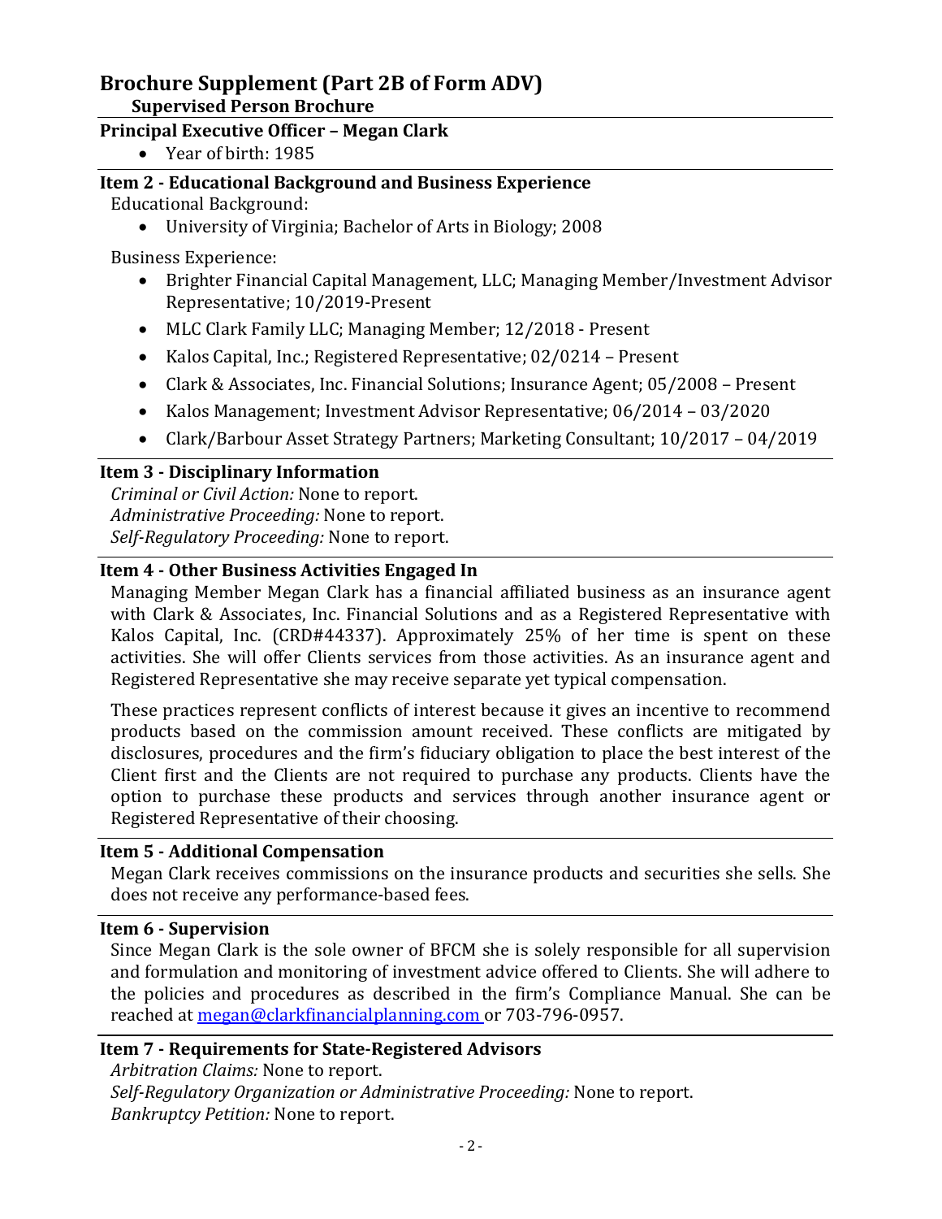# Brochure Supplement (Part 2B of Form ADV)

## Supervised Person Brochure

### Principal Executive Officer – Megan Clark

- Year of birth: 1985

### Item 2 - Educational Background and Business Experience

Educational Background:

- University of Virginia; Bachelor of Arts in Biology; 2008

Business Experience:

- Brighter Financial Capital Management, LLC; Managing Member/Investment Advisor Representative; 10/2019-Present
- MLC Clark Family LLC; Managing Member; 12/2018 - Present
- Kalos Capital, Inc.; Registered Representative; 02/0214 – Present
- Clark & Associates, Inc. Financial Solutions; Insurance Agent; 05/2008 – Present
- Kalos Management; Investment Advisor Representative; 06/2014 – 03/2020
- Clark/Barbour Asset Strategy Partners; Marketing Consultant; 10/2017 – 04/2019

### Item 3 - Disciplinary Information

*Criminal or Civil Action:* None to report.
*Administrative Proceeding:* None to report.
*Self-Regulatory Proceeding:* None to report.

### Item 4 - Other Business Activities Engaged In

Managing Member Megan Clark has a financial affiliated business as an insurance agent with Clark & Associates, Inc. Financial Solutions and as a Registered Representative with Kalos Capital, Inc. (CRD#44337). Approximately 25% of her time is spent on these activities. She will offer Clients services from those activities. As an insurance agent and Registered Representative she may receive separate yet typical compensation.

These practices represent conflicts of interest because it gives an incentive to recommend products based on the commission amount received. These conflicts are mitigated by disclosures, procedures and the firm's fiduciary obligation to place the best interest of the Client first and the Clients are not required to purchase any products. Clients have the option to purchase these products and services through another insurance agent or Registered Representative of their choosing.

### Item 5 - Additional Compensation

Megan Clark receives commissions on the insurance products and securities she sells. She does not receive any performance-based fees.

### Item 6 - Supervision

Since Megan Clark is the sole owner of BFCM she is solely responsible for all supervision and formulation and monitoring of investment advice offered to Clients. She will adhere to the policies and procedures as described in the firm's Compliance Manual. She can be reached at megan@clarkfinancialplanning.com or 703-796-0957.

### Item 7 - Requirements for State-Registered Advisors

*Arbitration Claims:* None to report.
*Self-Regulatory Organization or Administrative Proceeding:* None to report.
*Bankruptcy Petition:* None to report.